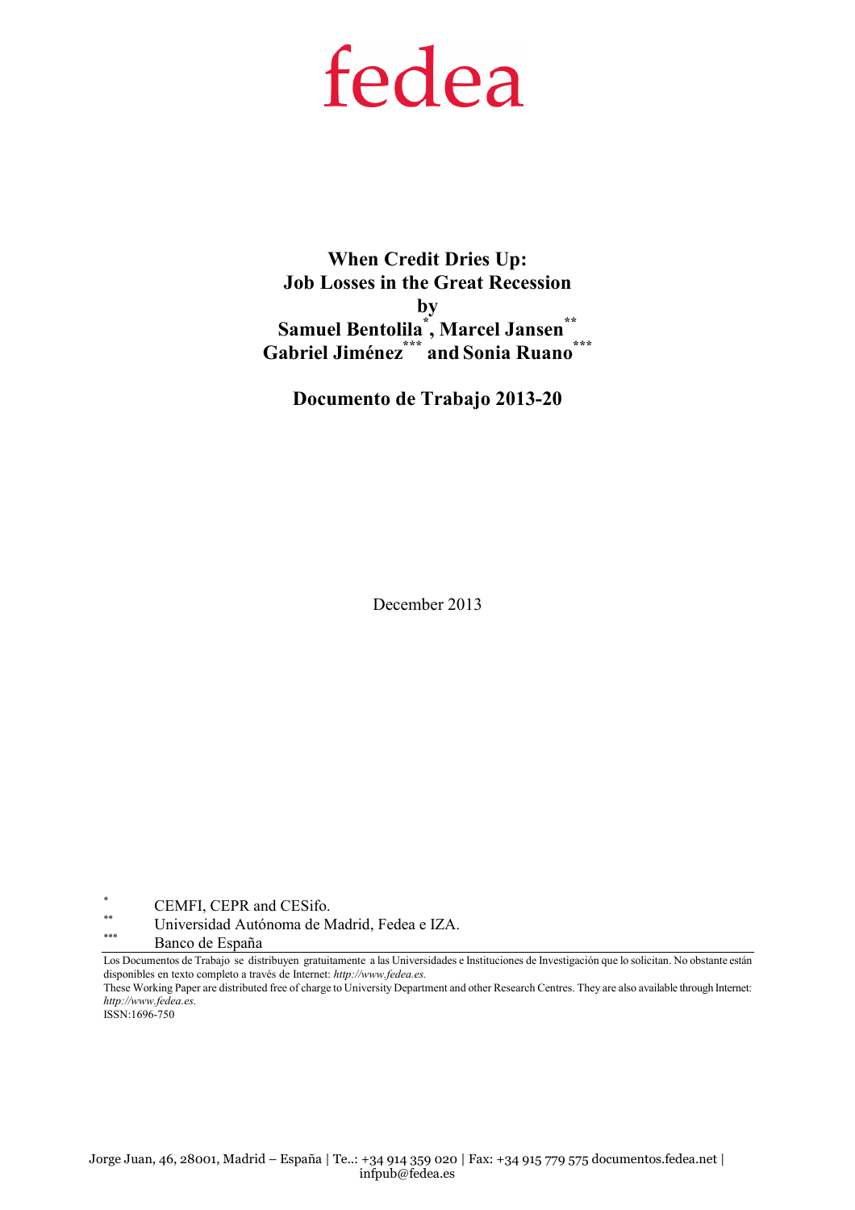fedea

# When Credit Dries Up: Job Losses in the Great Recession

**by**

**Samuel Bentolila[\*], Marcel Jansen[\*\*] Gabriel Jiménez[\*\*\*] and Sonia Ruano[\*\*\*]**

**Documento de Trabajo 2013-20**

December 2013

[\*] CEMFI, CEPR and CESifo.

[\*\*] Universidad Autónoma de Madrid, Fedea e IZA.

[\*\*\*] Banco de España

Los Documentos de Trabajo se distribuyen gratuitamente a las Universidades e Instituciones de Investigación que lo solicitan. No obstante están disponibles en texto completo a través de Internet: *http://www.fedea.es.*

These Working Paper are distributed free of charge to University Department and other Research Centres. They are also available through Internet: *http://www.fedea.es.*

ISSN:1696-750

Jorge Juan, 46, 28001, Madrid – España | Te..: +34 914 359 020 | Fax: +34 915 779 575 documentos.fedea.net | infpub@fedea.es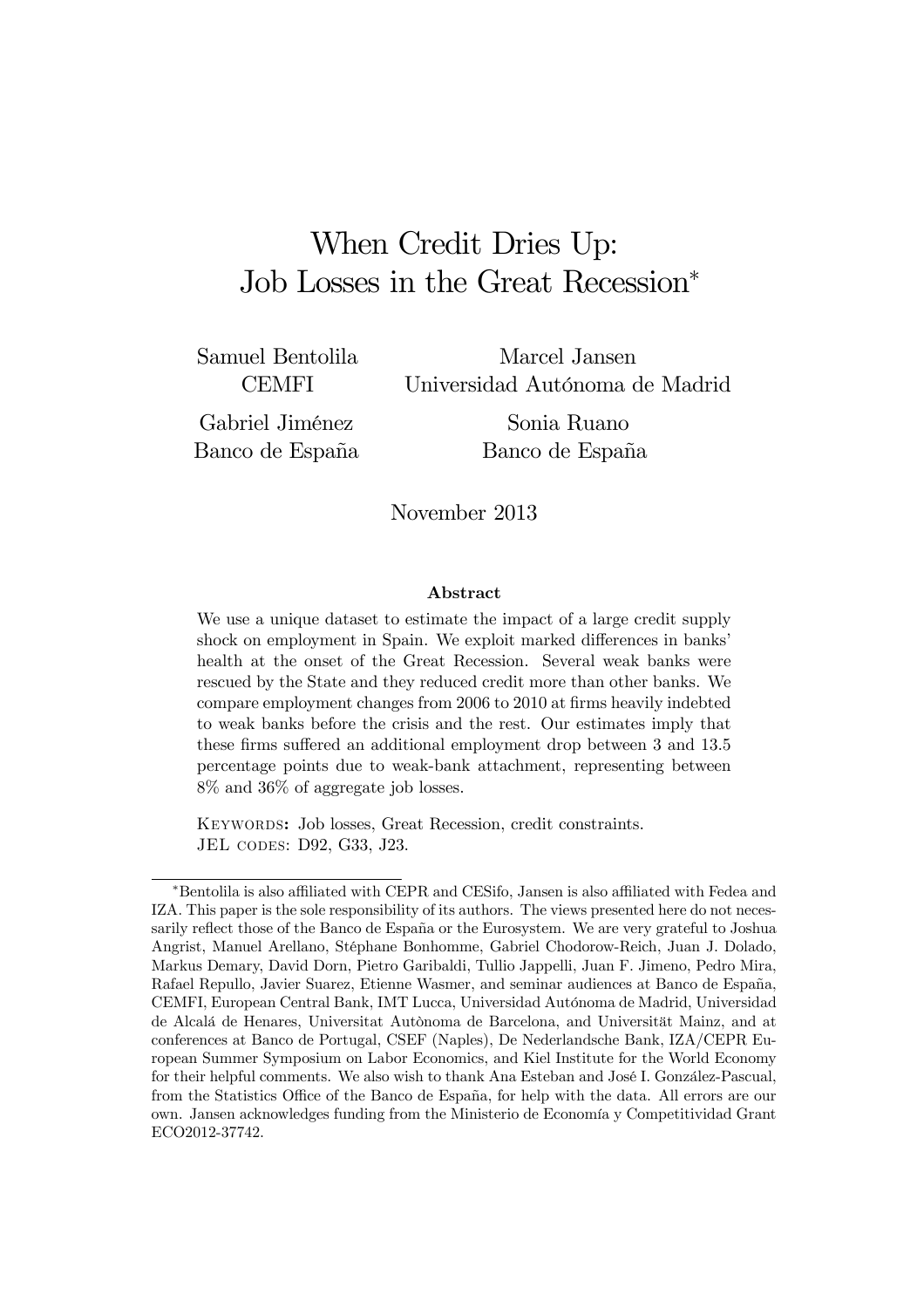# When Credit Dries Up: Job Losses in the Great Recession*

Samuel Bentolila
CEMFI

Marcel Jansen
Universidad Autónoma de Madrid

Gabriel Jiménez
Banco de España

Sonia Ruano
Banco de España

November 2013

### Abstract

We use a unique dataset to estimate the impact of a large credit supply shock on employment in Spain. We exploit marked differences in banks' health at the onset of the Great Recession. Several weak banks were rescued by the State and they reduced credit more than other banks. We compare employment changes from 2006 to 2010 at firms heavily indebted to weak banks before the crisis and the rest. Our estimates imply that these firms suffered an additional employment drop between 3 and 13.5 percentage points due to weak-bank attachment, representing between 8% and 36% of aggregate job losses.

Keywords: Job losses, Great Recession, credit constraints.
JEL codes: D92, G33, J23.

---

*Bentolila is also affiliated with CEPR and CESifo, Jansen is also affiliated with Fedea and IZA. This paper is the sole responsibility of its authors. The views presented here do not necessarily reflect those of the Banco de España or the Eurosystem. We are very grateful to Joshua Angrist, Manuel Arellano, Stéphane Bonhomme, Gabriel Chodorow-Reich, Juan J. Dolado, Markus Demary, David Dorn, Pietro Garibaldi, Tullio Jappelli, Juan F. Jimeno, Pedro Mira, Rafael Repullo, Javier Suarez, Etienne Wasmer, and seminar audiences at Banco de España, CEMFI, European Central Bank, IMT Lucca, Universidad Autónoma de Madrid, Universidad de Alcalá de Henares, Universitat Autònoma de Barcelona, and Universität Mainz, and at conferences at Banco de Portugal, CSEF (Naples), De Nederlandsche Bank, IZA/CEPR European Summer Symposium on Labor Economics, and Kiel Institute for the World Economy for their helpful comments. We also wish to thank Ana Esteban and José I. González-Pascual, from the Statistics Office of the Banco de España, for help with the data. All errors are our own. Jansen acknowledges funding from the Ministerio de Economía y Competitividad Grant ECO2012-37742.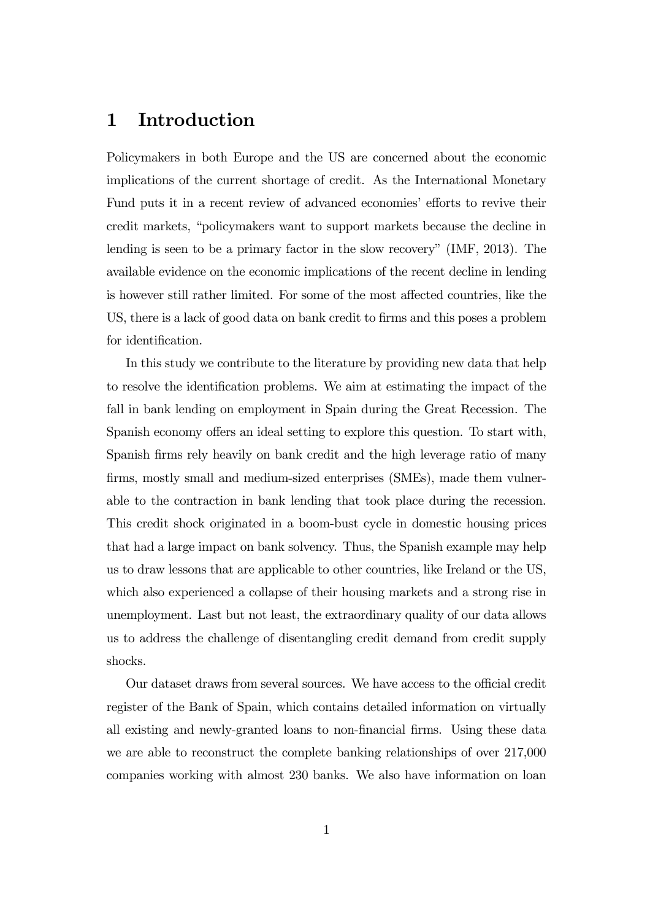# 1 Introduction

Policymakers in both Europe and the US are concerned about the economic implications of the current shortage of credit. As the International Monetary Fund puts it in a recent review of advanced economies' efforts to revive their credit markets, "policymakers want to support markets because the decline in lending is seen to be a primary factor in the slow recovery" (IMF, 2013). The available evidence on the economic implications of the recent decline in lending is however still rather limited. For some of the most affected countries, like the US, there is a lack of good data on bank credit to firms and this poses a problem for identification.

In this study we contribute to the literature by providing new data that help to resolve the identification problems. We aim at estimating the impact of the fall in bank lending on employment in Spain during the Great Recession. The Spanish economy offers an ideal setting to explore this question. To start with, Spanish firms rely heavily on bank credit and the high leverage ratio of many firms, mostly small and medium-sized enterprises (SMEs), made them vulnerable to the contraction in bank lending that took place during the recession. This credit shock originated in a boom-bust cycle in domestic housing prices that had a large impact on bank solvency. Thus, the Spanish example may help us to draw lessons that are applicable to other countries, like Ireland or the US, which also experienced a collapse of their housing markets and a strong rise in unemployment. Last but not least, the extraordinary quality of our data allows us to address the challenge of disentangling credit demand from credit supply shocks.

Our dataset draws from several sources. We have access to the official credit register of the Bank of Spain, which contains detailed information on virtually all existing and newly-granted loans to non-financial firms. Using these data we are able to reconstruct the complete banking relationships of over 217,000 companies working with almost 230 banks. We also have information on loan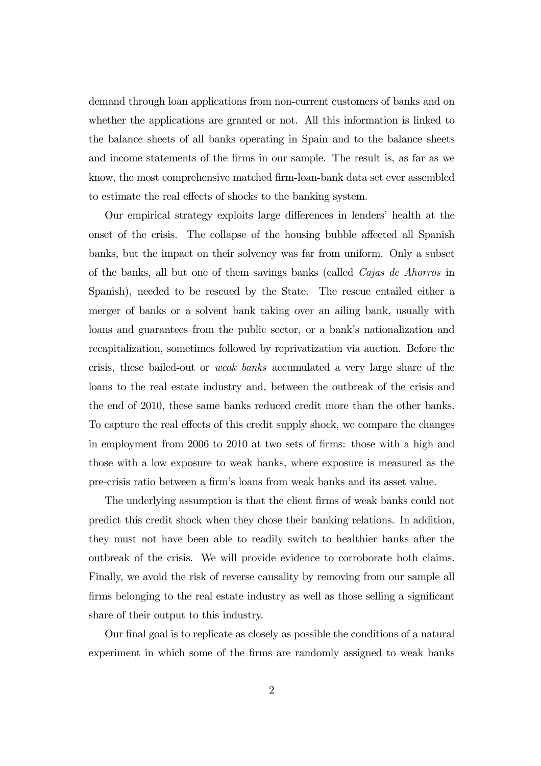demand through loan applications from non-current customers of banks and on whether the applications are granted or not. All this information is linked to the balance sheets of all banks operating in Spain and to the balance sheets and income statements of the firms in our sample. The result is, as far as we know, the most comprehensive matched firm-loan-bank data set ever assembled to estimate the real effects of shocks to the banking system.

Our empirical strategy exploits large differences in lenders' health at the onset of the crisis. The collapse of the housing bubble affected all Spanish banks, but the impact on their solvency was far from uniform. Only a subset of the banks, all but one of them savings banks (called *Cajas de Ahorros* in Spanish), needed to be rescued by the State. The rescue entailed either a merger of banks or a solvent bank taking over an ailing bank, usually with loans and guarantees from the public sector, or a bank's nationalization and recapitalization, sometimes followed by reprivatization via auction. Before the crisis, these bailed-out or *weak banks* accumulated a very large share of the loans to the real estate industry and, between the outbreak of the crisis and the end of 2010, these same banks reduced credit more than the other banks. To capture the real effects of this credit supply shock, we compare the changes in employment from 2006 to 2010 at two sets of firms: those with a high and those with a low exposure to weak banks, where exposure is measured as the pre-crisis ratio between a firm's loans from weak banks and its asset value.

The underlying assumption is that the client firms of weak banks could not predict this credit shock when they chose their banking relations. In addition, they must not have been able to readily switch to healthier banks after the outbreak of the crisis. We will provide evidence to corroborate both claims. Finally, we avoid the risk of reverse causality by removing from our sample all firms belonging to the real estate industry as well as those selling a significant share of their output to this industry.

Our final goal is to replicate as closely as possible the conditions of a natural experiment in which some of the firms are randomly assigned to weak banks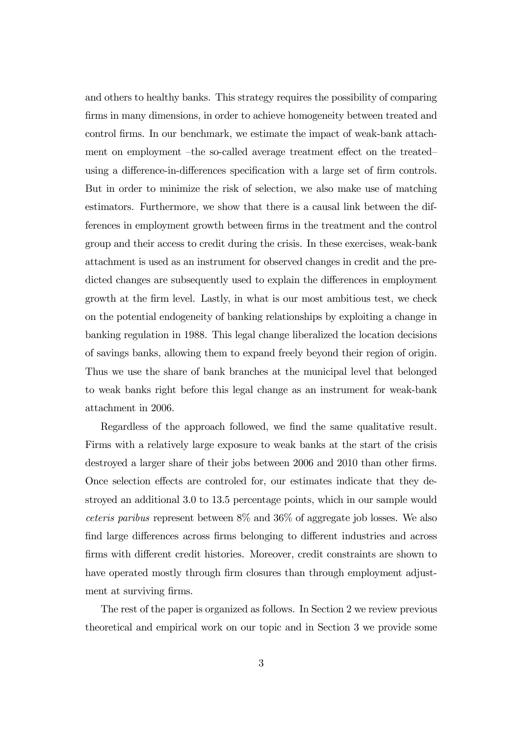and others to healthy banks. This strategy requires the possibility of comparing firms in many dimensions, in order to achieve homogeneity between treated and control firms. In our benchmark, we estimate the impact of weak-bank attachment on employment –the so-called average treatment effect on the treated– using a difference-in-differences specification with a large set of firm controls. But in order to minimize the risk of selection, we also make use of matching estimators. Furthermore, we show that there is a causal link between the differences in employment growth between firms in the treatment and the control group and their access to credit during the crisis. In these exercises, weak-bank attachment is used as an instrument for observed changes in credit and the predicted changes are subsequently used to explain the differences in employment growth at the firm level. Lastly, in what is our most ambitious test, we check on the potential endogeneity of banking relationships by exploiting a change in banking regulation in 1988. This legal change liberalized the location decisions of savings banks, allowing them to expand freely beyond their region of origin. Thus we use the share of bank branches at the municipal level that belonged to weak banks right before this legal change as an instrument for weak-bank attachment in 2006.

Regardless of the approach followed, we find the same qualitative result. Firms with a relatively large exposure to weak banks at the start of the crisis destroyed a larger share of their jobs between 2006 and 2010 than other firms. Once selection effects are controled for, our estimates indicate that they destroyed an additional 3.0 to 13.5 percentage points, which in our sample would *ceteris paribus* represent between 8% and 36% of aggregate job losses. We also find large differences across firms belonging to different industries and across firms with different credit histories. Moreover, credit constraints are shown to have operated mostly through firm closures than through employment adjustment at surviving firms.

The rest of the paper is organized as follows. In Section 2 we review previous theoretical and empirical work on our topic and in Section 3 we provide some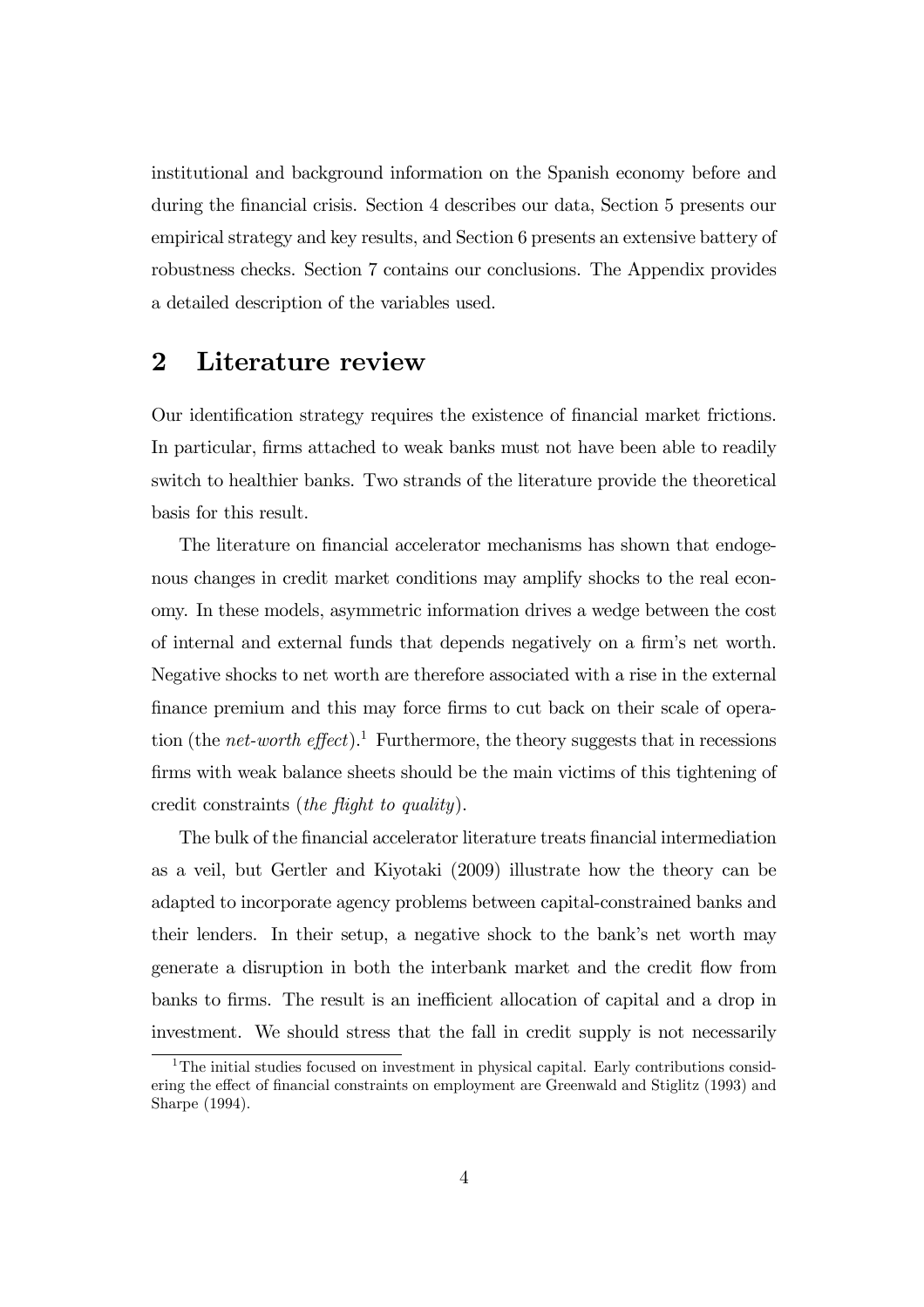institutional and background information on the Spanish economy before and during the financial crisis. Section 4 describes our data, Section 5 presents our empirical strategy and key results, and Section 6 presents an extensive battery of robustness checks. Section 7 contains our conclusions. The Appendix provides a detailed description of the variables used.

## 2 Literature review

Our identification strategy requires the existence of financial market frictions. In particular, firms attached to weak banks must not have been able to readily switch to healthier banks. Two strands of the literature provide the theoretical basis for this result.

The literature on financial accelerator mechanisms has shown that endogenous changes in credit market conditions may amplify shocks to the real economy. In these models, asymmetric information drives a wedge between the cost of internal and external funds that depends negatively on a firm's net worth. Negative shocks to net worth are therefore associated with a rise in the external finance premium and this may force firms to cut back on their scale of operation (the *net-worth effect*).[1] Furthermore, the theory suggests that in recessions firms with weak balance sheets should be the main victims of this tightening of credit constraints (*the flight to quality*).

The bulk of the financial accelerator literature treats financial intermediation as a veil, but Gertler and Kiyotaki (2009) illustrate how the theory can be adapted to incorporate agency problems between capital-constrained banks and their lenders. In their setup, a negative shock to the bank's net worth may generate a disruption in both the interbank market and the credit flow from banks to firms. The result is an inefficient allocation of capital and a drop in investment. We should stress that the fall in credit supply is not necessarily

[1] The initial studies focused on investment in physical capital. Early contributions considering the effect of financial constraints on employment are Greenwald and Stiglitz (1993) and Sharpe (1994).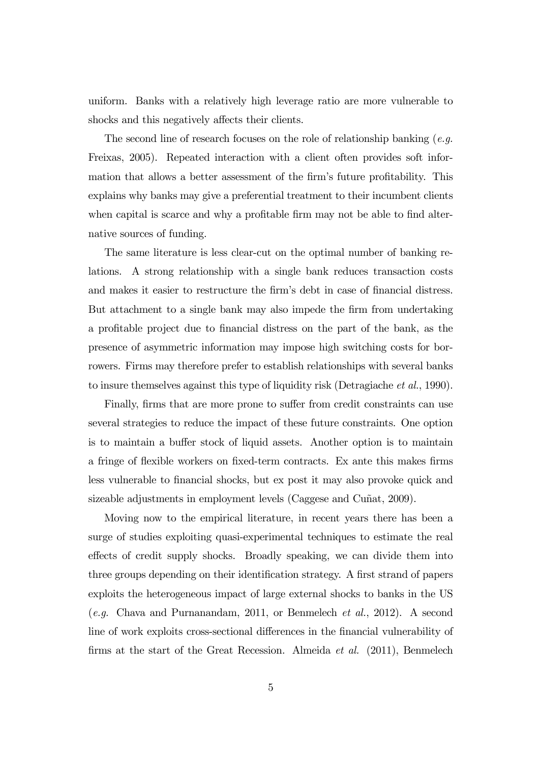uniform. Banks with a relatively high leverage ratio are more vulnerable to shocks and this negatively affects their clients.

The second line of research focuses on the role of relationship banking (*e.g.* Freixas, 2005). Repeated interaction with a client often provides soft information that allows a better assessment of the firm's future profitability. This explains why banks may give a preferential treatment to their incumbent clients when capital is scarce and why a profitable firm may not be able to find alternative sources of funding.

The same literature is less clear-cut on the optimal number of banking relations. A strong relationship with a single bank reduces transaction costs and makes it easier to restructure the firm's debt in case of financial distress. But attachment to a single bank may also impede the firm from undertaking a profitable project due to financial distress on the part of the bank, as the presence of asymmetric information may impose high switching costs for borrowers. Firms may therefore prefer to establish relationships with several banks to insure themselves against this type of liquidity risk (Detragiache *et al.*, 1990).

Finally, firms that are more prone to suffer from credit constraints can use several strategies to reduce the impact of these future constraints. One option is to maintain a buffer stock of liquid assets. Another option is to maintain a fringe of flexible workers on fixed-term contracts. Ex ante this makes firms less vulnerable to financial shocks, but ex post it may also provoke quick and sizeable adjustments in employment levels (Caggese and Cuñat, 2009).

Moving now to the empirical literature, in recent years there has been a surge of studies exploiting quasi-experimental techniques to estimate the real effects of credit supply shocks. Broadly speaking, we can divide them into three groups depending on their identification strategy. A first strand of papers exploits the heterogeneous impact of large external shocks to banks in the US (*e.g.* Chava and Purnanandam, 2011, or Benmelech *et al.*, 2012). A second line of work exploits cross-sectional differences in the financial vulnerability of firms at the start of the Great Recession. Almeida *et al.* (2011), Benmelech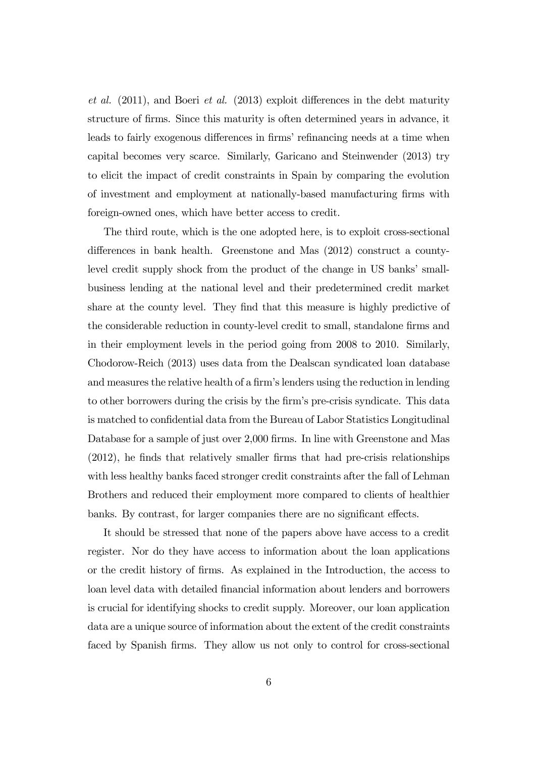*et al.* (2011), and Boeri *et al.* (2013) exploit differences in the debt maturity structure of firms. Since this maturity is often determined years in advance, it leads to fairly exogenous differences in firms' refinancing needs at a time when capital becomes very scarce. Similarly, Garicano and Steinwender (2013) try to elicit the impact of credit constraints in Spain by comparing the evolution of investment and employment at nationally-based manufacturing firms with foreign-owned ones, which have better access to credit.

The third route, which is the one adopted here, is to exploit cross-sectional differences in bank health. Greenstone and Mas (2012) construct a county-level credit supply shock from the product of the change in US banks' small-business lending at the national level and their predetermined credit market share at the county level. They find that this measure is highly predictive of the considerable reduction in county-level credit to small, standalone firms and in their employment levels in the period going from 2008 to 2010. Similarly, Chodorow-Reich (2013) uses data from the Dealscan syndicated loan database and measures the relative health of a firm's lenders using the reduction in lending to other borrowers during the crisis by the firm's pre-crisis syndicate. This data is matched to confidential data from the Bureau of Labor Statistics Longitudinal Database for a sample of just over 2,000 firms. In line with Greenstone and Mas (2012), he finds that relatively smaller firms that had pre-crisis relationships with less healthy banks faced stronger credit constraints after the fall of Lehman Brothers and reduced their employment more compared to clients of healthier banks. By contrast, for larger companies there are no significant effects.

It should be stressed that none of the papers above have access to a credit register. Nor do they have access to information about the loan applications or the credit history of firms. As explained in the Introduction, the access to loan level data with detailed financial information about lenders and borrowers is crucial for identifying shocks to credit supply. Moreover, our loan application data are a unique source of information about the extent of the credit constraints faced by Spanish firms. They allow us not only to control for cross-sectional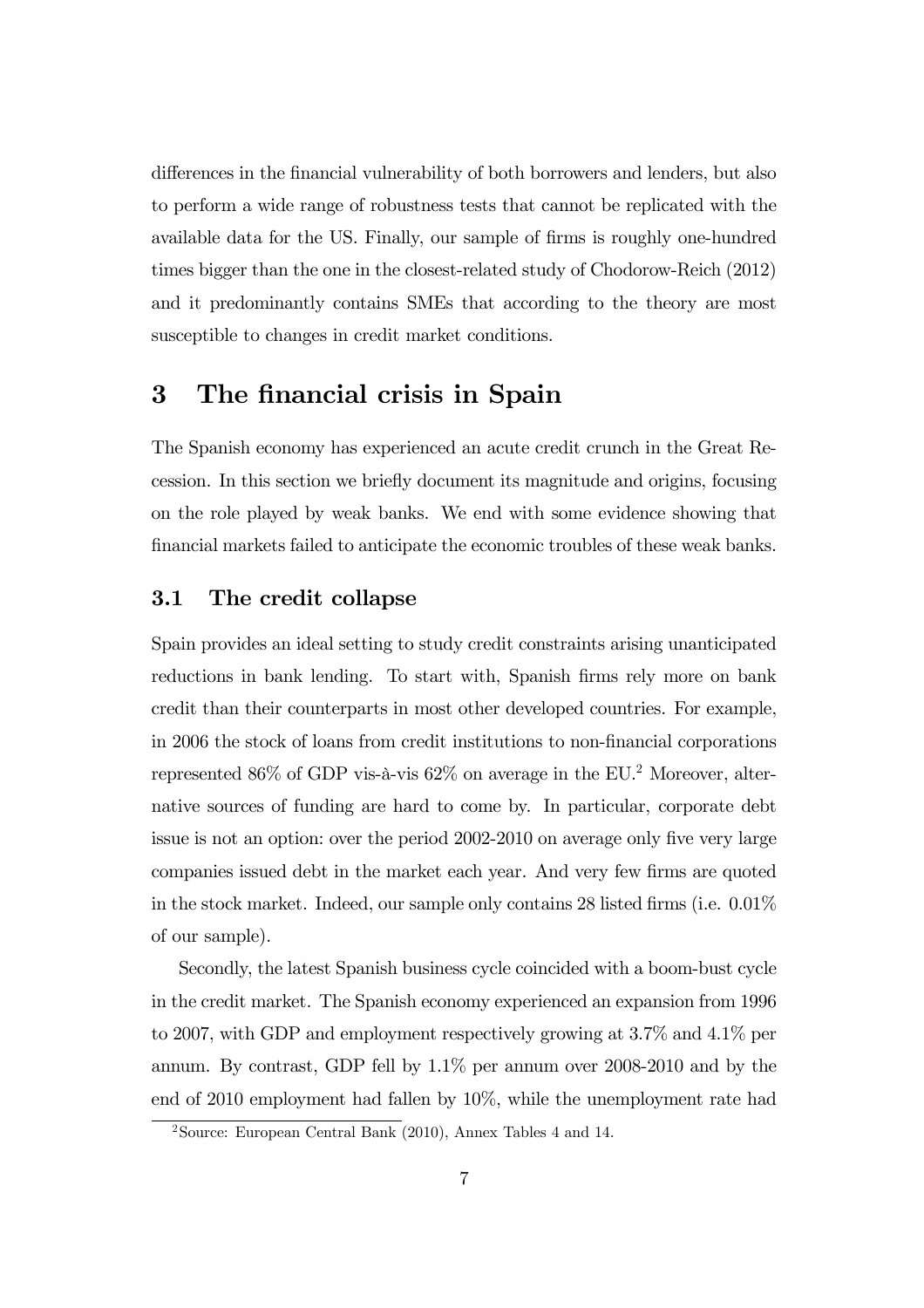differences in the financial vulnerability of both borrowers and lenders, but also to perform a wide range of robustness tests that cannot be replicated with the available data for the US. Finally, our sample of firms is roughly one-hundred times bigger than the one in the closest-related study of Chodorow-Reich (2012) and it predominantly contains SMEs that according to the theory are most susceptible to changes in credit market conditions.

# 3 The financial crisis in Spain

The Spanish economy has experienced an acute credit crunch in the Great Recession. In this section we briefly document its magnitude and origins, focusing on the role played by weak banks. We end with some evidence showing that financial markets failed to anticipate the economic troubles of these weak banks.

## 3.1 The credit collapse

Spain provides an ideal setting to study credit constraints arising unanticipated reductions in bank lending. To start with, Spanish firms rely more on bank credit than their counterparts in most other developed countries. For example, in 2006 the stock of loans from credit institutions to non-financial corporations represented 86% of GDP vis-à-vis 62% on average in the EU.[2] Moreover, alternative sources of funding are hard to come by. In particular, corporate debt issue is not an option: over the period 2002-2010 on average only five very large companies issued debt in the market each year. And very few firms are quoted in the stock market. Indeed, our sample only contains 28 listed firms (i.e. 0.01% of our sample).

Secondly, the latest Spanish business cycle coincided with a boom-bust cycle in the credit market. The Spanish economy experienced an expansion from 1996 to 2007, with GDP and employment respectively growing at 3.7% and 4.1% per annum. By contrast, GDP fell by 1.1% per annum over 2008-2010 and by the end of 2010 employment had fallen by 10%, while the unemployment rate had

[2] Source: European Central Bank (2010), Annex Tables 4 and 14.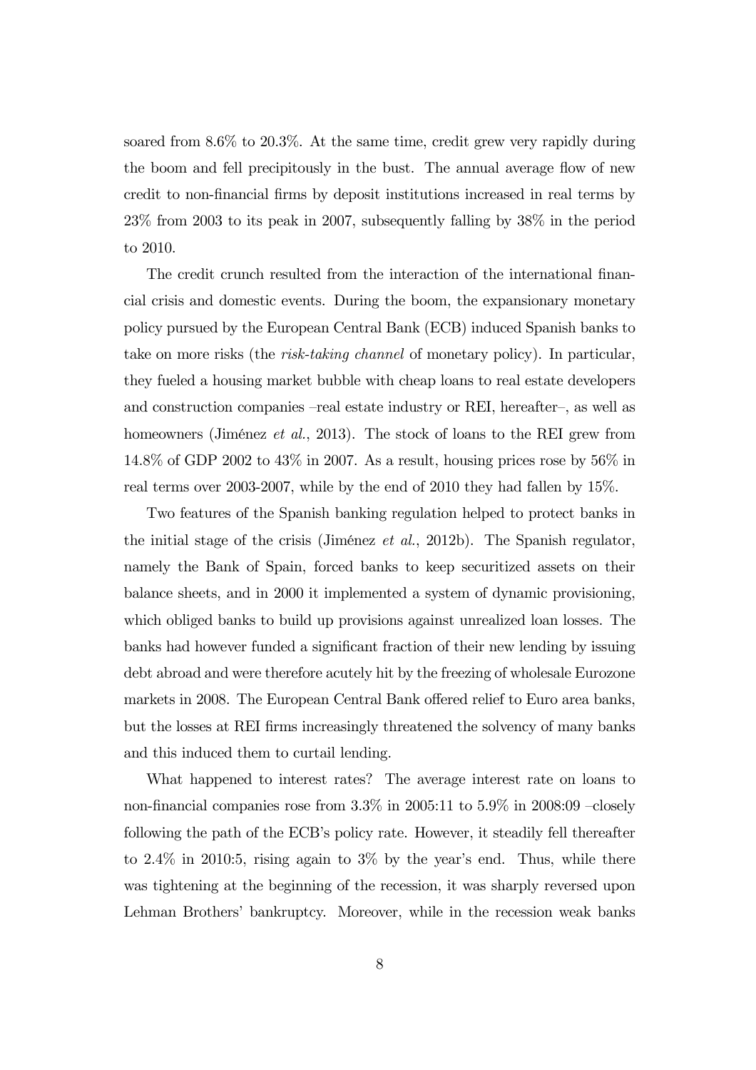soared from 8.6% to 20.3%. At the same time, credit grew very rapidly during the boom and fell precipitously in the bust. The annual average flow of new credit to non-financial firms by deposit institutions increased in real terms by 23% from 2003 to its peak in 2007, subsequently falling by 38% in the period to 2010.

The credit crunch resulted from the interaction of the international financial crisis and domestic events. During the boom, the expansionary monetary policy pursued by the European Central Bank (ECB) induced Spanish banks to take on more risks (the *risk-taking channel* of monetary policy). In particular, they fueled a housing market bubble with cheap loans to real estate developers and construction companies –real estate industry or REI, hereafter–, as well as homeowners (Jiménez *et al.*, 2013). The stock of loans to the REI grew from 14.8% of GDP 2002 to 43% in 2007. As a result, housing prices rose by 56% in real terms over 2003-2007, while by the end of 2010 they had fallen by 15%.

Two features of the Spanish banking regulation helped to protect banks in the initial stage of the crisis (Jiménez *et al.*, 2012b). The Spanish regulator, namely the Bank of Spain, forced banks to keep securitized assets on their balance sheets, and in 2000 it implemented a system of dynamic provisioning, which obliged banks to build up provisions against unrealized loan losses. The banks had however funded a significant fraction of their new lending by issuing debt abroad and were therefore acutely hit by the freezing of wholesale Eurozone markets in 2008. The European Central Bank offered relief to Euro area banks, but the losses at REI firms increasingly threatened the solvency of many banks and this induced them to curtail lending.

What happened to interest rates? The average interest rate on loans to non-financial companies rose from 3.3% in 2005:11 to 5.9% in 2008:09 –closely following the path of the ECB's policy rate. However, it steadily fell thereafter to 2.4% in 2010:5, rising again to 3% by the year's end. Thus, while there was tightening at the beginning of the recession, it was sharply reversed upon Lehman Brothers' bankruptcy. Moreover, while in the recession weak banks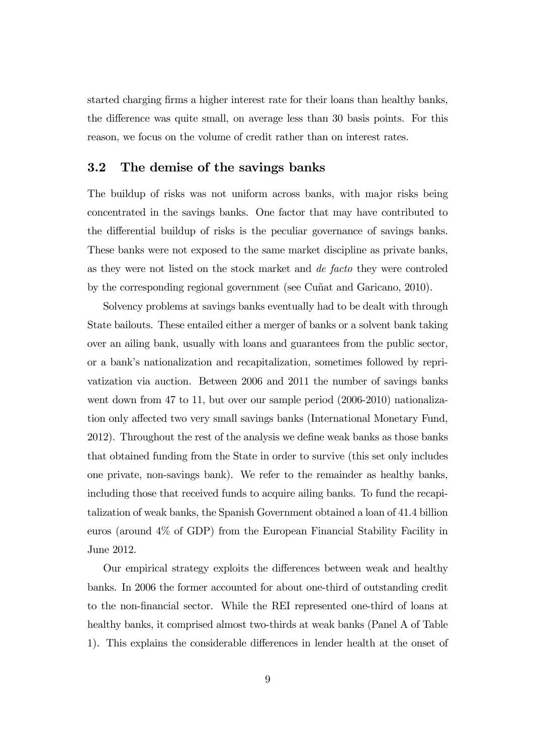started charging firms a higher interest rate for their loans than healthy banks, the difference was quite small, on average less than 30 basis points. For this reason, we focus on the volume of credit rather than on interest rates.

## 3.2 The demise of the savings banks

The buildup of risks was not uniform across banks, with major risks being concentrated in the savings banks. One factor that may have contributed to the differential buildup of risks is the peculiar governance of savings banks. These banks were not exposed to the same market discipline as private banks, as they were not listed on the stock market and *de facto* they were controled by the corresponding regional government (see Cuñat and Garicano, 2010).

Solvency problems at savings banks eventually had to be dealt with through State bailouts. These entailed either a merger of banks or a solvent bank taking over an ailing bank, usually with loans and guarantees from the public sector, or a bank's nationalization and recapitalization, sometimes followed by reprivatization via auction. Between 2006 and 2011 the number of savings banks went down from 47 to 11, but over our sample period (2006-2010) nationalization only affected two very small savings banks (International Monetary Fund, 2012). Throughout the rest of the analysis we define weak banks as those banks that obtained funding from the State in order to survive (this set only includes one private, non-savings bank). We refer to the remainder as healthy banks, including those that received funds to acquire ailing banks. To fund the recapitalization of weak banks, the Spanish Government obtained a loan of 41.4 billion euros (around 4% of GDP) from the European Financial Stability Facility in June 2012.

Our empirical strategy exploits the differences between weak and healthy banks. In 2006 the former accounted for about one-third of outstanding credit to the non-financial sector. While the REI represented one-third of loans at healthy banks, it comprised almost two-thirds at weak banks (Panel A of Table 1). This explains the considerable differences in lender health at the onset of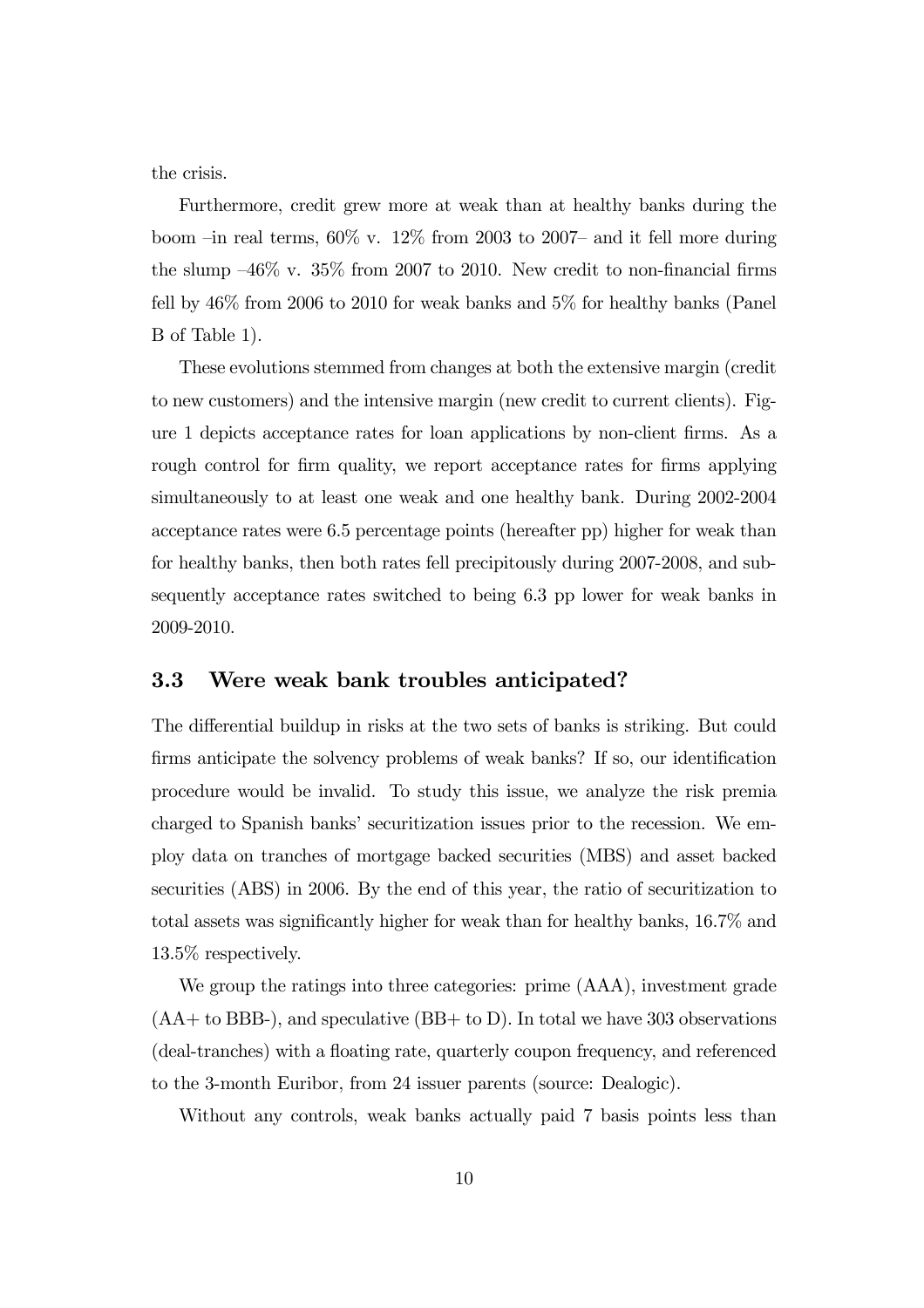the crisis.

Furthermore, credit grew more at weak than at healthy banks during the boom –in real terms, 60% v. 12% from 2003 to 2007– and it fell more during the slump –46% v. 35% from 2007 to 2010. New credit to non-financial firms fell by 46% from 2006 to 2010 for weak banks and 5% for healthy banks (Panel B of Table 1).

These evolutions stemmed from changes at both the extensive margin (credit to new customers) and the intensive margin (new credit to current clients). Figure 1 depicts acceptance rates for loan applications by non-client firms. As a rough control for firm quality, we report acceptance rates for firms applying simultaneously to at least one weak and one healthy bank. During 2002-2004 acceptance rates were 6.5 percentage points (hereafter pp) higher for weak than for healthy banks, then both rates fell precipitously during 2007-2008, and subsequently acceptance rates switched to being 6.3 pp lower for weak banks in 2009-2010.

### 3.3 Were weak bank troubles anticipated?

The differential buildup in risks at the two sets of banks is striking. But could firms anticipate the solvency problems of weak banks? If so, our identification procedure would be invalid. To study this issue, we analyze the risk premia charged to Spanish banks' securitization issues prior to the recession. We employ data on tranches of mortgage backed securities (MBS) and asset backed securities (ABS) in 2006. By the end of this year, the ratio of securitization to total assets was significantly higher for weak than for healthy banks, 16.7% and 13.5% respectively.

We group the ratings into three categories: prime (AAA), investment grade (AA+ to BBB-), and speculative (BB+ to D). In total we have 303 observations (deal-tranches) with a floating rate, quarterly coupon frequency, and referenced to the 3-month Euribor, from 24 issuer parents (source: Dealogic).

Without any controls, weak banks actually paid 7 basis points less than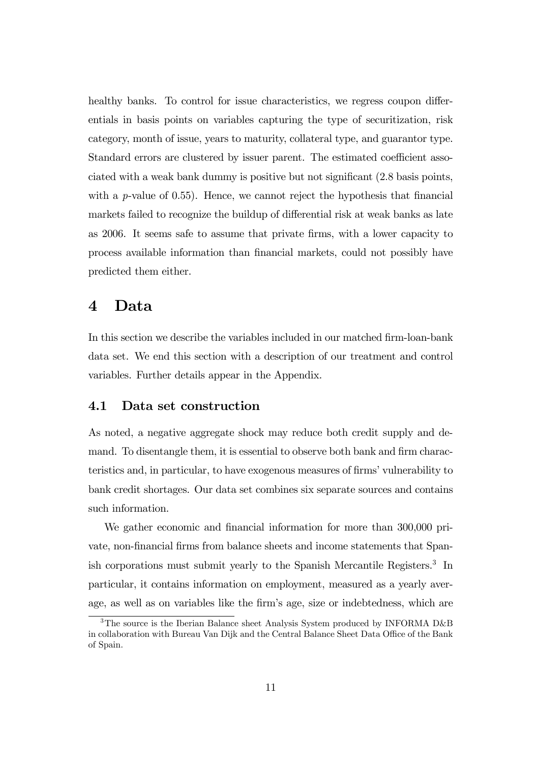healthy banks. To control for issue characteristics, we regress coupon differentials in basis points on variables capturing the type of securitization, risk category, month of issue, years to maturity, collateral type, and guarantor type. Standard errors are clustered by issuer parent. The estimated coefficient associated with a weak bank dummy is positive but not significant (2.8 basis points, with a $p$-value of 0.55). Hence, we cannot reject the hypothesis that financial markets failed to recognize the buildup of differential risk at weak banks as late as 2006. It seems safe to assume that private firms, with a lower capacity to process available information than financial markets, could not possibly have predicted them either.

# 4 Data

In this section we describe the variables included in our matched firm-loan-bank data set. We end this section with a description of our treatment and control variables. Further details appear in the Appendix.

## 4.1 Data set construction

As noted, a negative aggregate shock may reduce both credit supply and demand. To disentangle them, it is essential to observe both bank and firm characteristics and, in particular, to have exogenous measures of firms' vulnerability to bank credit shortages. Our data set combines six separate sources and contains such information.

We gather economic and financial information for more than 300,000 private, non-financial firms from balance sheets and income statements that Spanish corporations must submit yearly to the Spanish Mercantile Registers.[3] In particular, it contains information on employment, measured as a yearly average, as well as on variables like the firm's age, size or indebtedness, which are

[3] The source is the Iberian Balance sheet Analysis System produced by INFORMA D&B in collaboration with Bureau Van Dijk and the Central Balance Sheet Data Office of the Bank of Spain.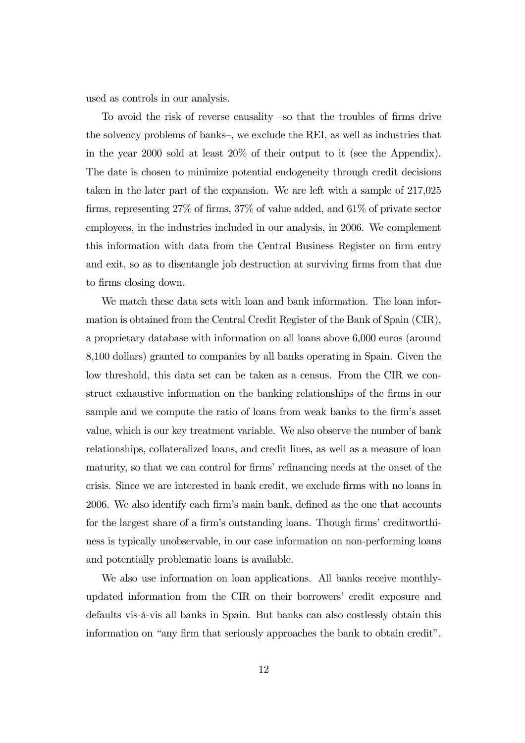used as controls in our analysis.

To avoid the risk of reverse causality –so that the troubles of firms drive the solvency problems of banks–, we exclude the REI, as well as industries that in the year 2000 sold at least 20% of their output to it (see the Appendix). The date is chosen to minimize potential endogeneity through credit decisions taken in the later part of the expansion. We are left with a sample of 217,025 firms, representing 27% of firms, 37% of value added, and 61% of private sector employees, in the industries included in our analysis, in 2006. We complement this information with data from the Central Business Register on firm entry and exit, so as to disentangle job destruction at surviving firms from that due to firms closing down.

We match these data sets with loan and bank information. The loan information is obtained from the Central Credit Register of the Bank of Spain (CIR), a proprietary database with information on all loans above 6,000 euros (around 8,100 dollars) granted to companies by all banks operating in Spain. Given the low threshold, this data set can be taken as a census. From the CIR we construct exhaustive information on the banking relationships of the firms in our sample and we compute the ratio of loans from weak banks to the firm's asset value, which is our key treatment variable. We also observe the number of bank relationships, collateralized loans, and credit lines, as well as a measure of loan maturity, so that we can control for firms' refinancing needs at the onset of the crisis. Since we are interested in bank credit, we exclude firms with no loans in 2006. We also identify each firm's main bank, defined as the one that accounts for the largest share of a firm's outstanding loans. Though firms' creditworthiness is typically unobservable, in our case information on non-performing loans and potentially problematic loans is available.

We also use information on loan applications. All banks receive monthly-updated information from the CIR on their borrowers' credit exposure and defaults vis-à-vis all banks in Spain. But banks can also costlessly obtain this information on "any firm that seriously approaches the bank to obtain credit".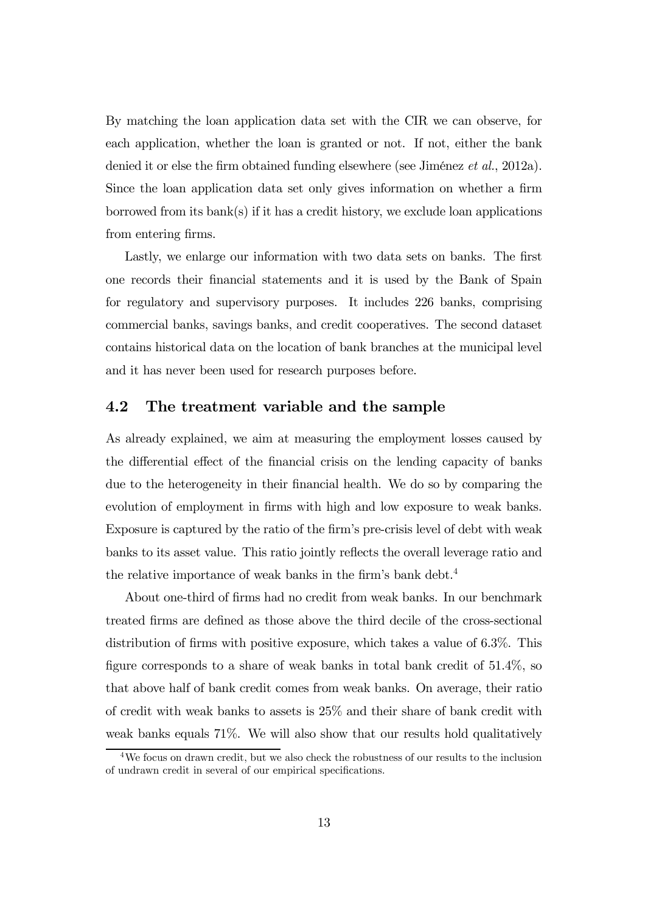By matching the loan application data set with the CIR we can observe, for each application, whether the loan is granted or not. If not, either the bank denied it or else the firm obtained funding elsewhere (see Jiménez *et al.*, 2012a). Since the loan application data set only gives information on whether a firm borrowed from its bank(s) if it has a credit history, we exclude loan applications from entering firms.

Lastly, we enlarge our information with two data sets on banks. The first one records their financial statements and it is used by the Bank of Spain for regulatory and supervisory purposes. It includes 226 banks, comprising commercial banks, savings banks, and credit cooperatives. The second dataset contains historical data on the location of bank branches at the municipal level and it has never been used for research purposes before.

## 4.2 The treatment variable and the sample

As already explained, we aim at measuring the employment losses caused by the differential effect of the financial crisis on the lending capacity of banks due to the heterogeneity in their financial health. We do so by comparing the evolution of employment in firms with high and low exposure to weak banks. Exposure is captured by the ratio of the firm's pre-crisis level of debt with weak banks to its asset value. This ratio jointly reflects the overall leverage ratio and the relative importance of weak banks in the firm's bank debt.[4]

About one-third of firms had no credit from weak banks. In our benchmark treated firms are defined as those above the third decile of the cross-sectional distribution of firms with positive exposure, which takes a value of 6.3%. This figure corresponds to a share of weak banks in total bank credit of 51.4%, so that above half of bank credit comes from weak banks. On average, their ratio of credit with weak banks to assets is 25% and their share of bank credit with weak banks equals 71%. We will also show that our results hold qualitatively

[4] We focus on drawn credit, but we also check the robustness of our results to the inclusion of undrawn credit in several of our empirical specifications.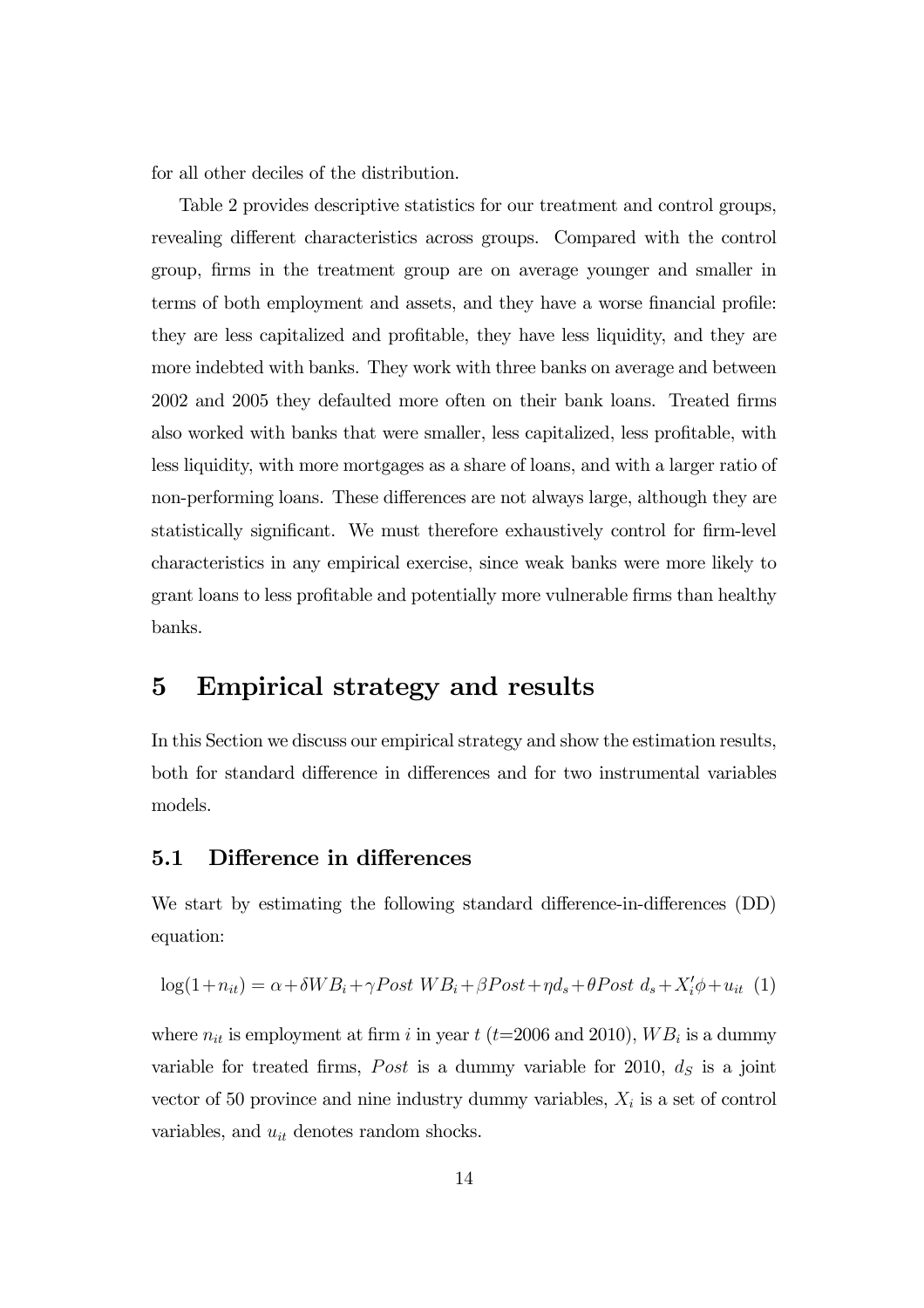for all other deciles of the distribution.

Table 2 provides descriptive statistics for our treatment and control groups, revealing different characteristics across groups. Compared with the control group, firms in the treatment group are on average younger and smaller in terms of both employment and assets, and they have a worse financial profile: they are less capitalized and profitable, they have less liquidity, and they are more indebted with banks. They work with three banks on average and between 2002 and 2005 they defaulted more often on their bank loans. Treated firms also worked with banks that were smaller, less capitalized, less profitable, with less liquidity, with more mortgages as a share of loans, and with a larger ratio of non-performing loans. These differences are not always large, although they are statistically significant. We must therefore exhaustively control for firm-level characteristics in any empirical exercise, since weak banks were more likely to grant loans to less profitable and potentially more vulnerable firms than healthy banks.

# 5 Empirical strategy and results

In this Section we discuss our empirical strategy and show the estimation results, both for standard difference in differences and for two instrumental variables models.

## 5.1 Difference in differences

We start by estimating the following standard difference-in-differences (DD) equation:

$$\log(1+n_{it}) = \alpha + \delta WB_i + \gamma Post\ WB_i + \beta Post + \eta d_s + \theta Post\ d_s + X_i'\phi + u_{it} \quad (1)$$

where $n_{it}$ is employment at firm $i$ in year $t$ ($t$=2006 and 2010), $WB_i$ is a dummy variable for treated firms, $Post$ is a dummy variable for 2010, $d_S$ is a joint vector of 50 province and nine industry dummy variables, $X_i$ is a set of control variables, and $u_{it}$ denotes random shocks.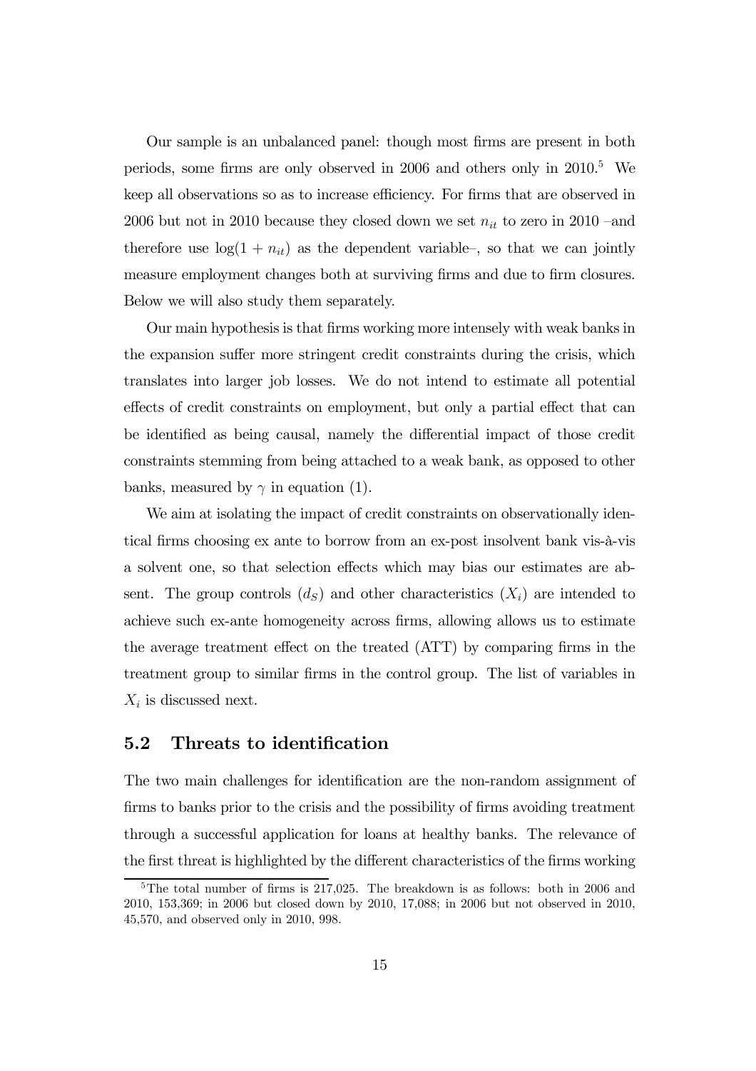Our sample is an unbalanced panel: though most firms are present in both periods, some firms are only observed in 2006 and others only in 2010.[5] We keep all observations so as to increase efficiency. For firms that are observed in 2006 but not in 2010 because they closed down we set $n_{it}$ to zero in 2010 –and therefore use $\log(1 + n_{it})$ as the dependent variable–, so that we can jointly measure employment changes both at surviving firms and due to firm closures. Below we will also study them separately.

Our main hypothesis is that firms working more intensely with weak banks in the expansion suffer more stringent credit constraints during the crisis, which translates into larger job losses. We do not intend to estimate all potential effects of credit constraints on employment, but only a partial effect that can be identified as being causal, namely the differential impact of those credit constraints stemming from being attached to a weak bank, as opposed to other banks, measured by $\gamma$ in equation (1).

We aim at isolating the impact of credit constraints on observationally identical firms choosing ex ante to borrow from an ex-post insolvent bank vis-à-vis a solvent one, so that selection effects which may bias our estimates are absent. The group controls ($d_S$) and other characteristics ($X_i$) are intended to achieve such ex-ante homogeneity across firms, allowing allows us to estimate the average treatment effect on the treated (ATT) by comparing firms in the treatment group to similar firms in the control group. The list of variables in $X_i$ is discussed next.

## 5.2 Threats to identification

The two main challenges for identification are the non-random assignment of firms to banks prior to the crisis and the possibility of firms avoiding treatment through a successful application for loans at healthy banks. The relevance of the first threat is highlighted by the different characteristics of the firms working

[5] The total number of firms is 217,025. The breakdown is as follows: both in 2006 and 2010, 153,369; in 2006 but closed down by 2010, 17,088; in 2006 but not observed in 2010, 45,570, and observed only in 2010, 998.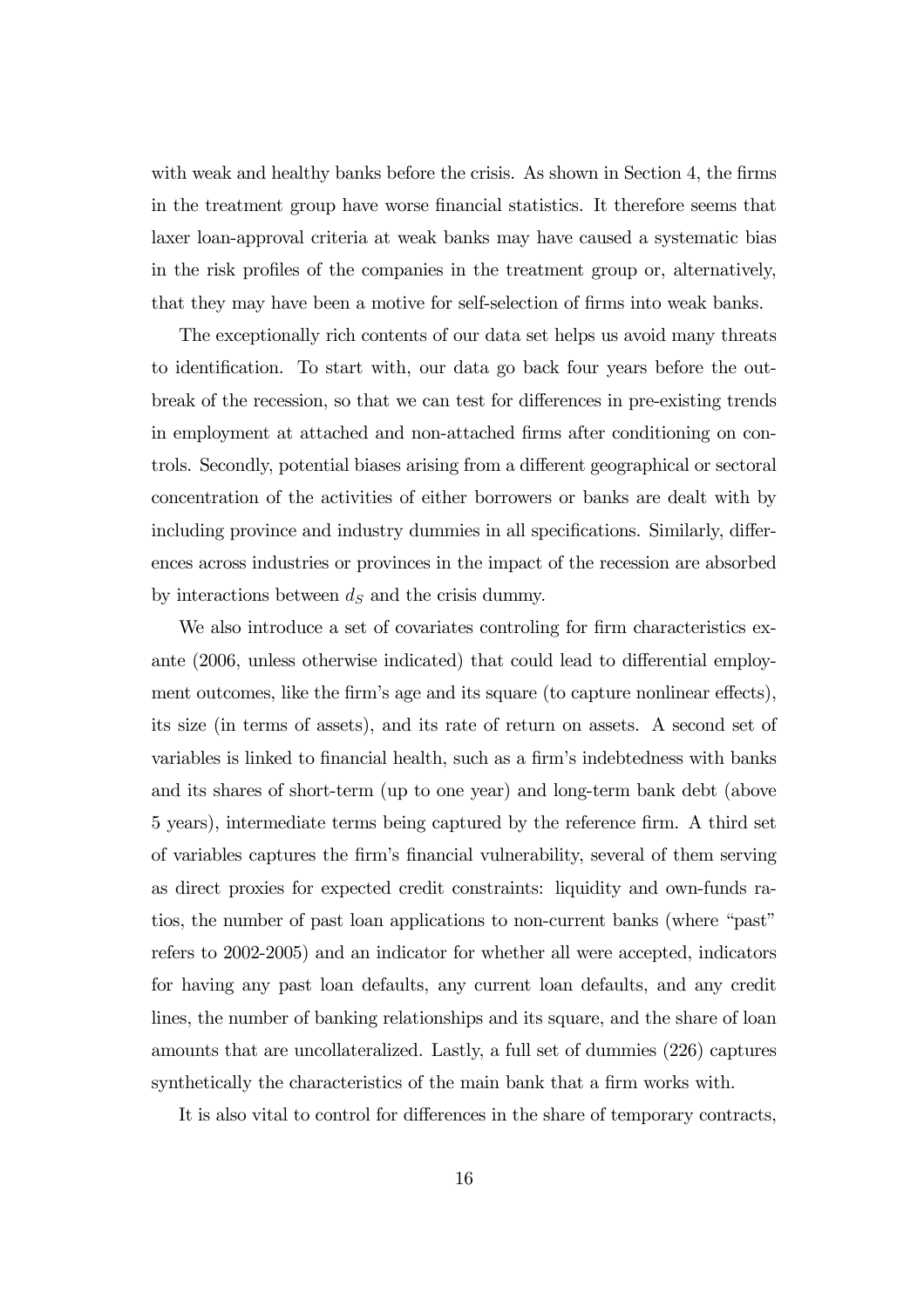with weak and healthy banks before the crisis. As shown in Section 4, the firms in the treatment group have worse financial statistics. It therefore seems that laxer loan-approval criteria at weak banks may have caused a systematic bias in the risk profiles of the companies in the treatment group or, alternatively, that they may have been a motive for self-selection of firms into weak banks.

The exceptionally rich contents of our data set helps us avoid many threats to identification. To start with, our data go back four years before the outbreak of the recession, so that we can test for differences in pre-existing trends in employment at attached and non-attached firms after conditioning on controls. Secondly, potential biases arising from a different geographical or sectoral concentration of the activities of either borrowers or banks are dealt with by including province and industry dummies in all specifications. Similarly, differences across industries or provinces in the impact of the recession are absorbed by interactions between $d_S$ and the crisis dummy.

We also introduce a set of covariates controling for firm characteristics ex-ante (2006, unless otherwise indicated) that could lead to differential employment outcomes, like the firm's age and its square (to capture nonlinear effects), its size (in terms of assets), and its rate of return on assets. A second set of variables is linked to financial health, such as a firm's indebtedness with banks and its shares of short-term (up to one year) and long-term bank debt (above 5 years), intermediate terms being captured by the reference firm. A third set of variables captures the firm's financial vulnerability, several of them serving as direct proxies for expected credit constraints: liquidity and own-funds ratios, the number of past loan applications to non-current banks (where "past" refers to 2002-2005) and an indicator for whether all were accepted, indicators for having any past loan defaults, any current loan defaults, and any credit lines, the number of banking relationships and its square, and the share of loan amounts that are uncollateralized. Lastly, a full set of dummies (226) captures synthetically the characteristics of the main bank that a firm works with.

It is also vital to control for differences in the share of temporary contracts,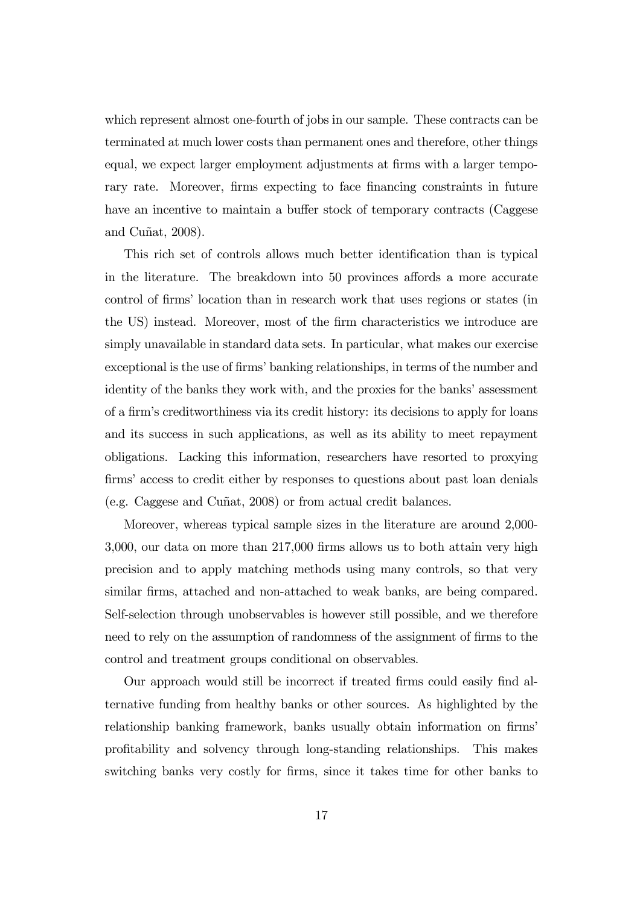which represent almost one-fourth of jobs in our sample. These contracts can be terminated at much lower costs than permanent ones and therefore, other things equal, we expect larger employment adjustments at firms with a larger temporary rate. Moreover, firms expecting to face financing constraints in future have an incentive to maintain a buffer stock of temporary contracts (Caggese and Cuñat, 2008).

This rich set of controls allows much better identification than is typical in the literature. The breakdown into 50 provinces affords a more accurate control of firms' location than in research work that uses regions or states (in the US) instead. Moreover, most of the firm characteristics we introduce are simply unavailable in standard data sets. In particular, what makes our exercise exceptional is the use of firms' banking relationships, in terms of the number and identity of the banks they work with, and the proxies for the banks' assessment of a firm's creditworthiness via its credit history: its decisions to apply for loans and its success in such applications, as well as its ability to meet repayment obligations. Lacking this information, researchers have resorted to proxying firms' access to credit either by responses to questions about past loan denials (e.g. Caggese and Cuñat, 2008) or from actual credit balances.

Moreover, whereas typical sample sizes in the literature are around 2,000-3,000, our data on more than 217,000 firms allows us to both attain very high precision and to apply matching methods using many controls, so that very similar firms, attached and non-attached to weak banks, are being compared. Self-selection through unobservables is however still possible, and we therefore need to rely on the assumption of randomness of the assignment of firms to the control and treatment groups conditional on observables.

Our approach would still be incorrect if treated firms could easily find alternative funding from healthy banks or other sources. As highlighted by the relationship banking framework, banks usually obtain information on firms' profitability and solvency through long-standing relationships. This makes switching banks very costly for firms, since it takes time for other banks to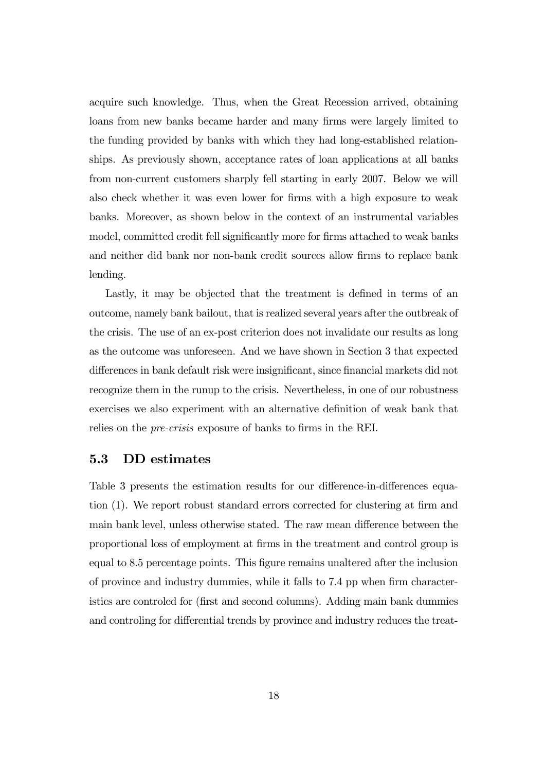acquire such knowledge. Thus, when the Great Recession arrived, obtaining loans from new banks became harder and many firms were largely limited to the funding provided by banks with which they had long-established relationships. As previously shown, acceptance rates of loan applications at all banks from non-current customers sharply fell starting in early 2007. Below we will also check whether it was even lower for firms with a high exposure to weak banks. Moreover, as shown below in the context of an instrumental variables model, committed credit fell significantly more for firms attached to weak banks and neither did bank nor non-bank credit sources allow firms to replace bank lending.

Lastly, it may be objected that the treatment is defined in terms of an outcome, namely bank bailout, that is realized several years after the outbreak of the crisis. The use of an ex-post criterion does not invalidate our results as long as the outcome was unforeseen. And we have shown in Section 3 that expected differences in bank default risk were insignificant, since financial markets did not recognize them in the runup to the crisis. Nevertheless, in one of our robustness exercises we also experiment with an alternative definition of weak bank that relies on the *pre-crisis* exposure of banks to firms in the REI.

## 5.3 DD estimates

Table 3 presents the estimation results for our difference-in-differences equation (1). We report robust standard errors corrected for clustering at firm and main bank level, unless otherwise stated. The raw mean difference between the proportional loss of employment at firms in the treatment and control group is equal to 8.5 percentage points. This figure remains unaltered after the inclusion of province and industry dummies, while it falls to 7.4 pp when firm characteristics are controled for (first and second columns). Adding main bank dummies and controling for differential trends by province and industry reduces the treat-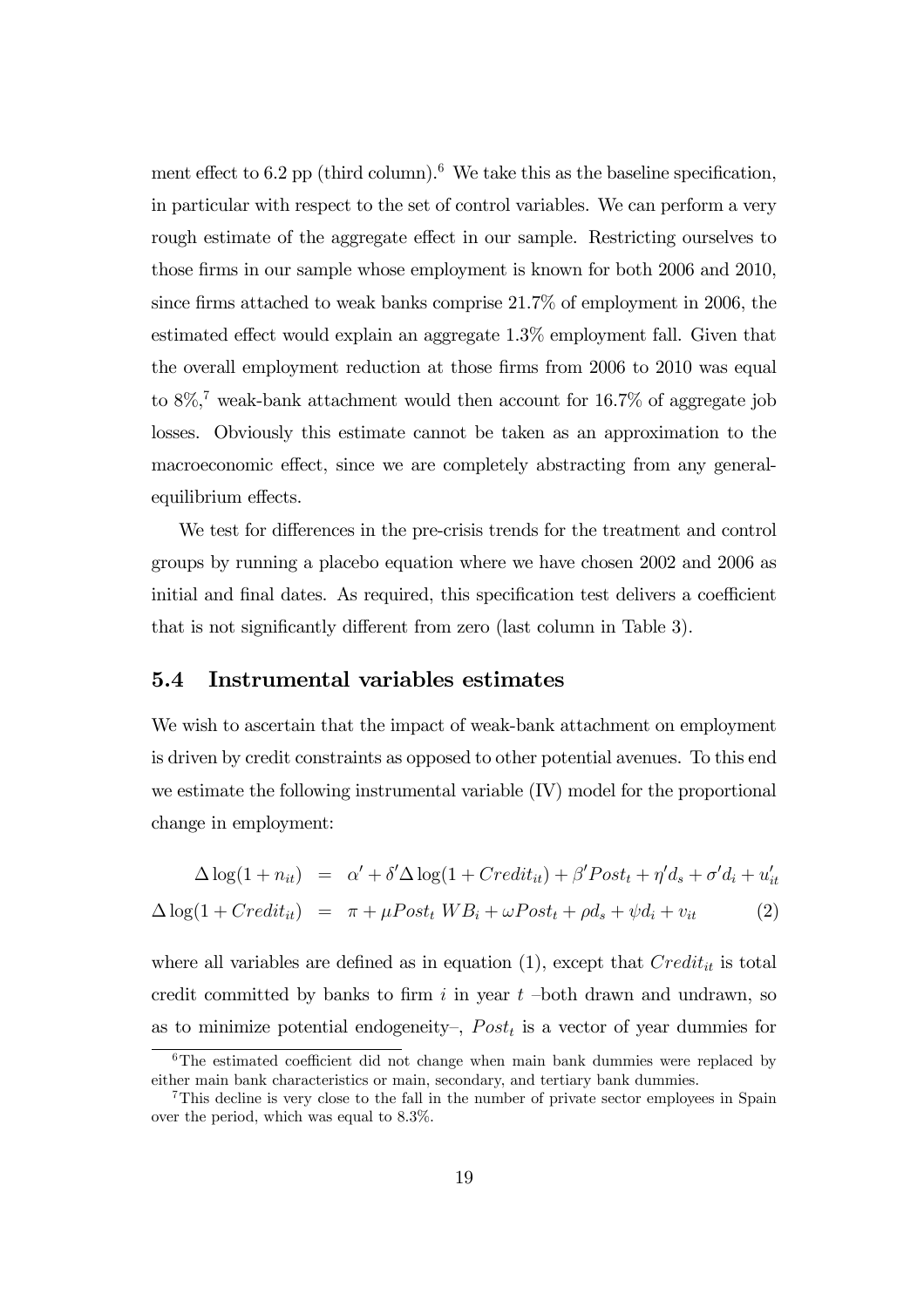ment effect to 6.2 pp (third column).[6] We take this as the baseline specification, in particular with respect to the set of control variables. We can perform a very rough estimate of the aggregate effect in our sample. Restricting ourselves to those firms in our sample whose employment is known for both 2006 and 2010, since firms attached to weak banks comprise 21.7% of employment in 2006, the estimated effect would explain an aggregate 1.3% employment fall. Given that the overall employment reduction at those firms from 2006 to 2010 was equal to 8%,[7] weak-bank attachment would then account for 16.7% of aggregate job losses. Obviously this estimate cannot be taken as an approximation to the macroeconomic effect, since we are completely abstracting from any general-equilibrium effects.

We test for differences in the pre-crisis trends for the treatment and control groups by running a placebo equation where we have chosen 2002 and 2006 as initial and final dates. As required, this specification test delivers a coefficient that is not significantly different from zero (last column in Table 3).

## 5.4 Instrumental variables estimates

We wish to ascertain that the impact of weak-bank attachment on employment is driven by credit constraints as opposed to other potential avenues. To this end we estimate the following instrumental variable (IV) model for the proportional change in employment:

$$
\begin{aligned}
\Delta \log(1 + n_{it}) &= \alpha' + \delta' \Delta \log(1 + Credit_{it}) + \beta' Post_t + \eta' d_s + \sigma' d_i + u'_{it} \\
\Delta \log(1 + Credit_{it}) &= \pi + \mu Post_t \, WB_i + \omega Post_t + \rho d_s + \psi d_i + v_{it} \qquad (2)
\end{aligned}
$$

where all variables are defined as in equation (1), except that $Credit_{it}$ is total credit committed by banks to firm $i$ in year $t$ –both drawn and undrawn, so as to minimize potential endogeneity–, $Post_t$ is a vector of year dummies for

[6] The estimated coefficient did not change when main bank dummies were replaced by either main bank characteristics or main, secondary, and tertiary bank dummies.

[7] This decline is very close to the fall in the number of private sector employees in Spain over the period, which was equal to 8.3%.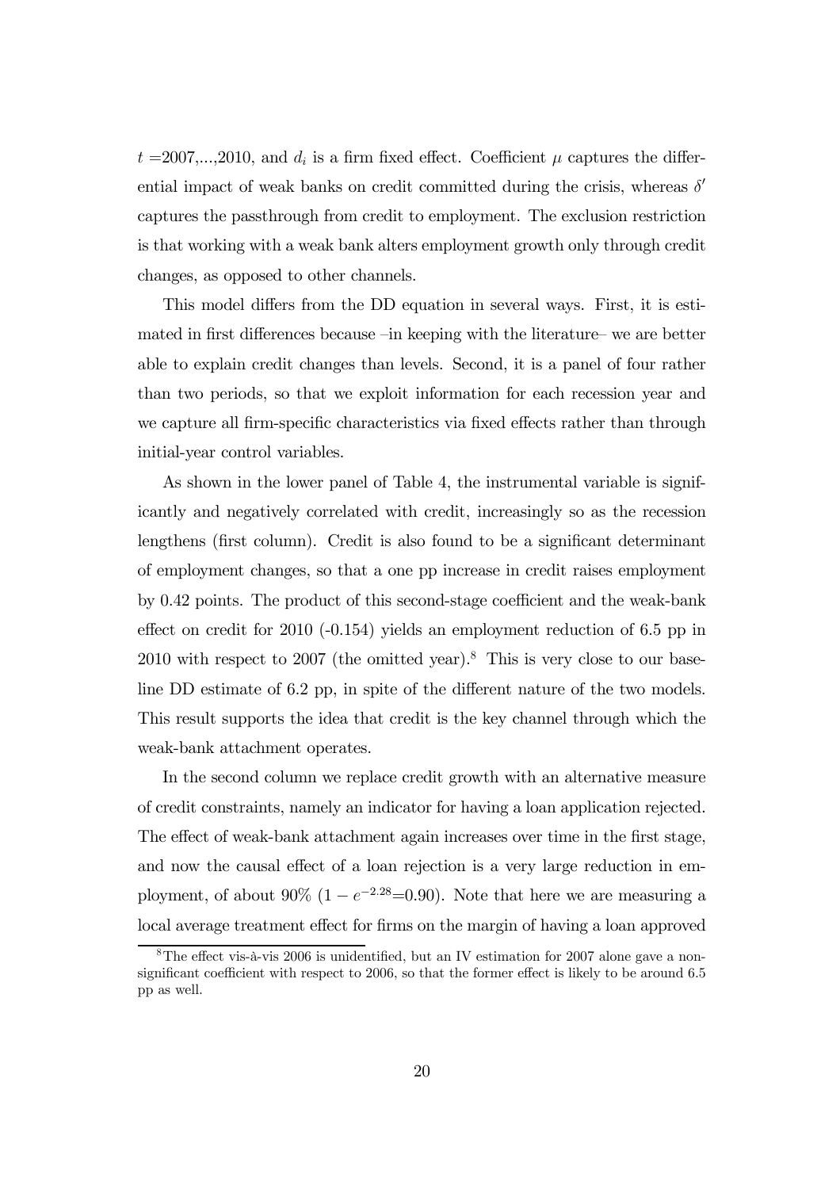$t$ =2007,...,2010, and $d_i$ is a firm fixed effect. Coefficient $\mu$ captures the differential impact of weak banks on credit committed during the crisis, whereas $\delta'$ captures the passthrough from credit to employment. The exclusion restriction is that working with a weak bank alters employment growth only through credit changes, as opposed to other channels.

This model differs from the DD equation in several ways. First, it is estimated in first differences because –in keeping with the literature– we are better able to explain credit changes than levels. Second, it is a panel of four rather than two periods, so that we exploit information for each recession year and we capture all firm-specific characteristics via fixed effects rather than through initial-year control variables.

As shown in the lower panel of Table 4, the instrumental variable is significantly and negatively correlated with credit, increasingly so as the recession lengthens (first column). Credit is also found to be a significant determinant of employment changes, so that a one pp increase in credit raises employment by 0.42 points. The product of this second-stage coefficient and the weak-bank effect on credit for 2010 (-0.154) yields an employment reduction of 6.5 pp in 2010 with respect to 2007 (the omitted year).[8] This is very close to our baseline DD estimate of 6.2 pp, in spite of the different nature of the two models. This result supports the idea that credit is the key channel through which the weak-bank attachment operates.

In the second column we replace credit growth with an alternative measure of credit constraints, namely an indicator for having a loan application rejected. The effect of weak-bank attachment again increases over time in the first stage, and now the causal effect of a loan rejection is a very large reduction in employment, of about 90% ($1 - e^{-2.28}$=0.90). Note that here we are measuring a local average treatment effect for firms on the margin of having a loan approved

[8] The effect vis-à-vis 2006 is unidentified, but an IV estimation for 2007 alone gave a non-significant coefficient with respect to 2006, so that the former effect is likely to be around 6.5 pp as well.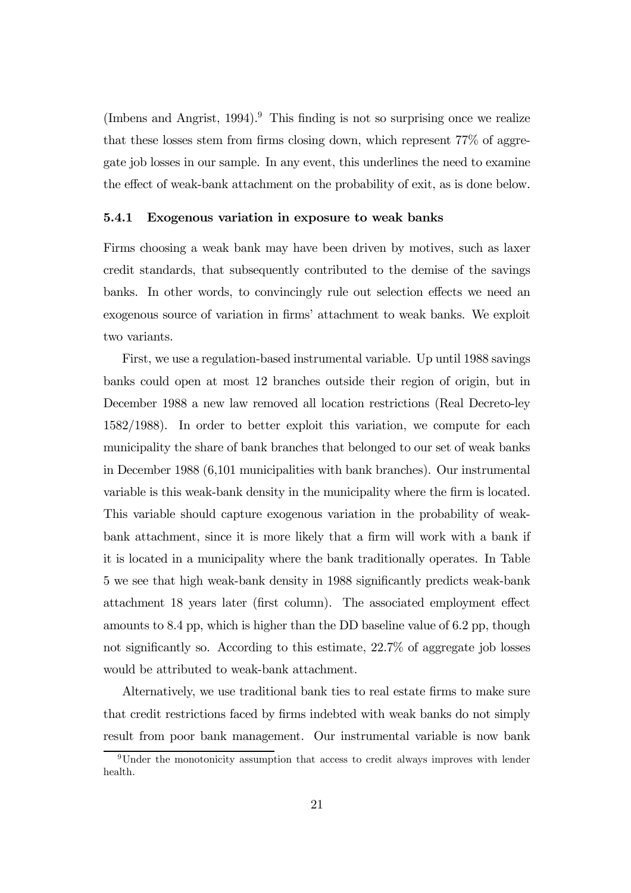(Imbens and Angrist, 1994).[9] This finding is not so surprising once we realize that these losses stem from firms closing down, which represent 77% of aggregate job losses in our sample. In any event, this underlines the need to examine the effect of weak-bank attachment on the probability of exit, as is done below.

### 5.4.1 Exogenous variation in exposure to weak banks

Firms choosing a weak bank may have been driven by motives, such as laxer credit standards, that subsequently contributed to the demise of the savings banks. In other words, to convincingly rule out selection effects we need an exogenous source of variation in firms' attachment to weak banks. We exploit two variants.

First, we use a regulation-based instrumental variable. Up until 1988 savings banks could open at most 12 branches outside their region of origin, but in December 1988 a new law removed all location restrictions (Real Decreto-ley 1582/1988). In order to better exploit this variation, we compute for each municipality the share of bank branches that belonged to our set of weak banks in December 1988 (6,101 municipalities with bank branches). Our instrumental variable is this weak-bank density in the municipality where the firm is located. This variable should capture exogenous variation in the probability of weak-bank attachment, since it is more likely that a firm will work with a bank if it is located in a municipality where the bank traditionally operates. In Table 5 we see that high weak-bank density in 1988 significantly predicts weak-bank attachment 18 years later (first column). The associated employment effect amounts to 8.4 pp, which is higher than the DD baseline value of 6.2 pp, though not significantly so. According to this estimate, 22.7% of aggregate job losses would be attributed to weak-bank attachment.

Alternatively, we use traditional bank ties to real estate firms to make sure that credit restrictions faced by firms indebted with weak banks do not simply result from poor bank management. Our instrumental variable is now bank

[9] Under the monotonicity assumption that access to credit always improves with lender health.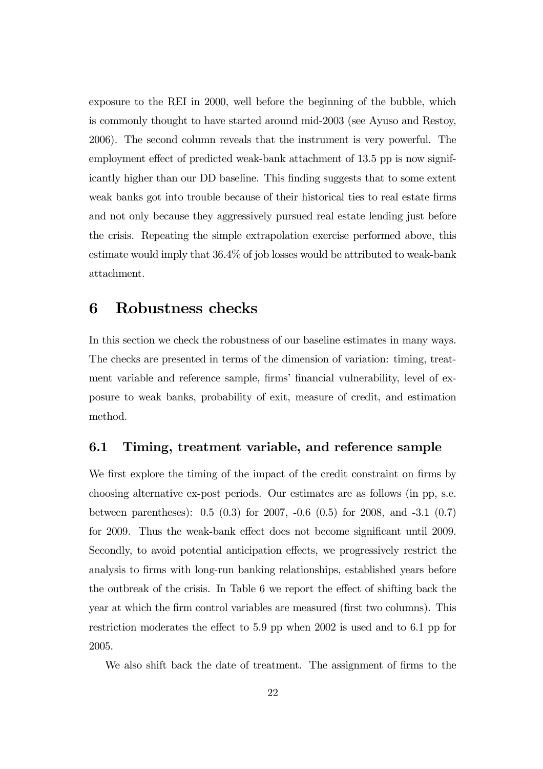exposure to the REI in 2000, well before the beginning of the bubble, which is commonly thought to have started around mid-2003 (see Ayuso and Restoy, 2006). The second column reveals that the instrument is very powerful. The employment effect of predicted weak-bank attachment of 13.5 pp is now significantly higher than our DD baseline. This finding suggests that to some extent weak banks got into trouble because of their historical ties to real estate firms and not only because they aggressively pursued real estate lending just before the crisis. Repeating the simple extrapolation exercise performed above, this estimate would imply that 36.4% of job losses would be attributed to weak-bank attachment.

# 6 Robustness checks

In this section we check the robustness of our baseline estimates in many ways. The checks are presented in terms of the dimension of variation: timing, treatment variable and reference sample, firms' financial vulnerability, level of exposure to weak banks, probability of exit, measure of credit, and estimation method.

## 6.1 Timing, treatment variable, and reference sample

We first explore the timing of the impact of the credit constraint on firms by choosing alternative ex-post periods. Our estimates are as follows (in pp, s.e. between parentheses): 0.5 (0.3) for 2007, -0.6 (0.5) for 2008, and -3.1 (0.7) for 2009. Thus the weak-bank effect does not become significant until 2009. Secondly, to avoid potential anticipation effects, we progressively restrict the analysis to firms with long-run banking relationships, established years before the outbreak of the crisis. In Table 6 we report the effect of shifting back the year at which the firm control variables are measured (first two columns). This restriction moderates the effect to 5.9 pp when 2002 is used and to 6.1 pp for 2005.

We also shift back the date of treatment. The assignment of firms to the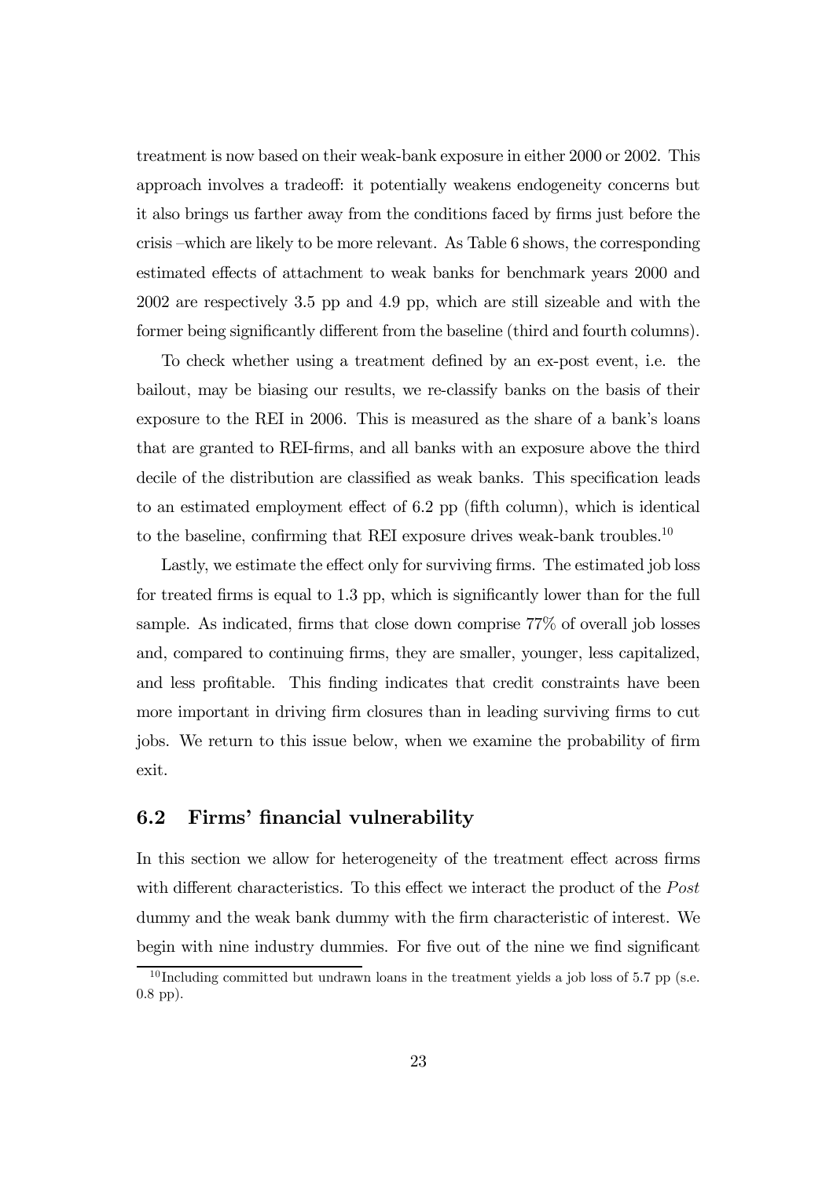treatment is now based on their weak-bank exposure in either 2000 or 2002. This approach involves a tradeoff: it potentially weakens endogeneity concerns but it also brings us farther away from the conditions faced by firms just before the crisis –which are likely to be more relevant. As Table 6 shows, the corresponding estimated effects of attachment to weak banks for benchmark years 2000 and 2002 are respectively 3.5 pp and 4.9 pp, which are still sizeable and with the former being significantly different from the baseline (third and fourth columns).

To check whether using a treatment defined by an ex-post event, i.e. the bailout, may be biasing our results, we re-classify banks on the basis of their exposure to the REI in 2006. This is measured as the share of a bank's loans that are granted to REI-firms, and all banks with an exposure above the third decile of the distribution are classified as weak banks. This specification leads to an estimated employment effect of 6.2 pp (fifth column), which is identical to the baseline, confirming that REI exposure drives weak-bank troubles.[10]

Lastly, we estimate the effect only for surviving firms. The estimated job loss for treated firms is equal to 1.3 pp, which is significantly lower than for the full sample. As indicated, firms that close down comprise 77% of overall job losses and, compared to continuing firms, they are smaller, younger, less capitalized, and less profitable. This finding indicates that credit constraints have been more important in driving firm closures than in leading surviving firms to cut jobs. We return to this issue below, when we examine the probability of firm exit.

## 6.2 Firms' financial vulnerability

In this section we allow for heterogeneity of the treatment effect across firms with different characteristics. To this effect we interact the product of the *Post* dummy and the weak bank dummy with the firm characteristic of interest. We begin with nine industry dummies. For five out of the nine we find significant

[10] Including committed but undrawn loans in the treatment yields a job loss of 5.7 pp (s.e. 0.8 pp).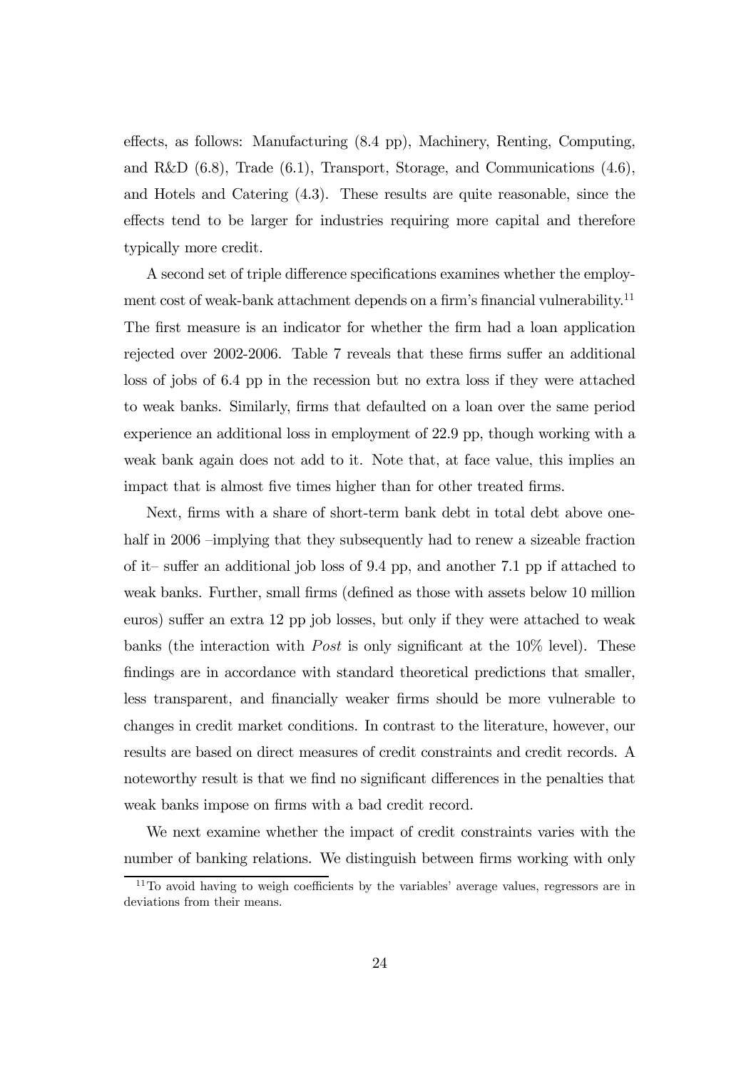effects, as follows: Manufacturing (8.4 pp), Machinery, Renting, Computing, and R&D (6.8), Trade (6.1), Transport, Storage, and Communications (4.6), and Hotels and Catering (4.3). These results are quite reasonable, since the effects tend to be larger for industries requiring more capital and therefore typically more credit.

A second set of triple difference specifications examines whether the employment cost of weak-bank attachment depends on a firm's financial vulnerability.[11] The first measure is an indicator for whether the firm had a loan application rejected over 2002-2006. Table 7 reveals that these firms suffer an additional loss of jobs of 6.4 pp in the recession but no extra loss if they were attached to weak banks. Similarly, firms that defaulted on a loan over the same period experience an additional loss in employment of 22.9 pp, though working with a weak bank again does not add to it. Note that, at face value, this implies an impact that is almost five times higher than for other treated firms.

Next, firms with a share of short-term bank debt in total debt above one-half in 2006 –implying that they subsequently had to renew a sizeable fraction of it– suffer an additional job loss of 9.4 pp, and another 7.1 pp if attached to weak banks. Further, small firms (defined as those with assets below 10 million euros) suffer an extra 12 pp job losses, but only if they were attached to weak banks (the interaction with *Post* is only significant at the 10% level). These findings are in accordance with standard theoretical predictions that smaller, less transparent, and financially weaker firms should be more vulnerable to changes in credit market conditions. In contrast to the literature, however, our results are based on direct measures of credit constraints and credit records. A noteworthy result is that we find no significant differences in the penalties that weak banks impose on firms with a bad credit record.

We next examine whether the impact of credit constraints varies with the number of banking relations. We distinguish between firms working with only

[11] To avoid having to weigh coefficients by the variables' average values, regressors are in deviations from their means.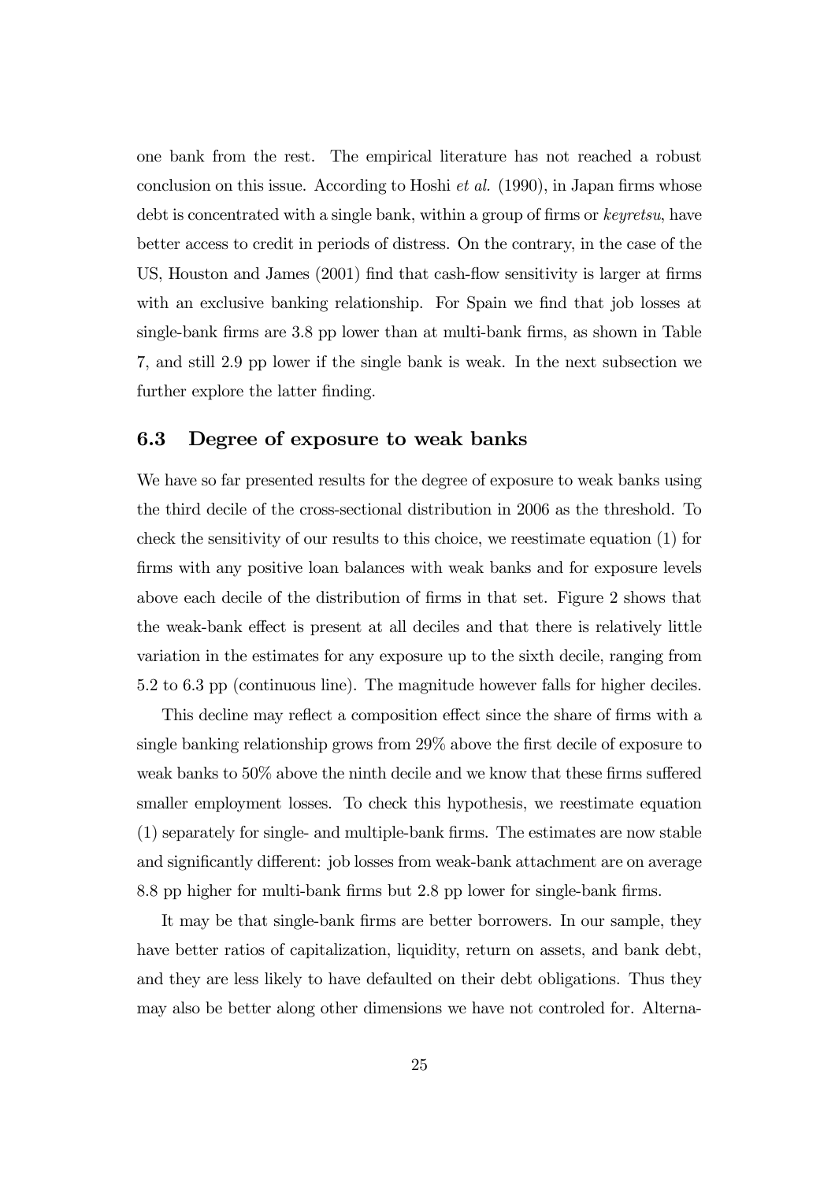one bank from the rest. The empirical literature has not reached a robust conclusion on this issue. According to Hoshi *et al.* (1990), in Japan firms whose debt is concentrated with a single bank, within a group of firms or *keyretsu*, have better access to credit in periods of distress. On the contrary, in the case of the US, Houston and James (2001) find that cash-flow sensitivity is larger at firms with an exclusive banking relationship. For Spain we find that job losses at single-bank firms are 3.8 pp lower than at multi-bank firms, as shown in Table 7, and still 2.9 pp lower if the single bank is weak. In the next subsection we further explore the latter finding.

## 6.3 Degree of exposure to weak banks

We have so far presented results for the degree of exposure to weak banks using the third decile of the cross-sectional distribution in 2006 as the threshold. To check the sensitivity of our results to this choice, we reestimate equation (1) for firms with any positive loan balances with weak banks and for exposure levels above each decile of the distribution of firms in that set. Figure 2 shows that the weak-bank effect is present at all deciles and that there is relatively little variation in the estimates for any exposure up to the sixth decile, ranging from 5.2 to 6.3 pp (continuous line). The magnitude however falls for higher deciles.

This decline may reflect a composition effect since the share of firms with a single banking relationship grows from 29% above the first decile of exposure to weak banks to 50% above the ninth decile and we know that these firms suffered smaller employment losses. To check this hypothesis, we reestimate equation (1) separately for single- and multiple-bank firms. The estimates are now stable and significantly different: job losses from weak-bank attachment are on average 8.8 pp higher for multi-bank firms but 2.8 pp lower for single-bank firms.

It may be that single-bank firms are better borrowers. In our sample, they have better ratios of capitalization, liquidity, return on assets, and bank debt, and they are less likely to have defaulted on their debt obligations. Thus they may also be better along other dimensions we have not controled for. Alterna-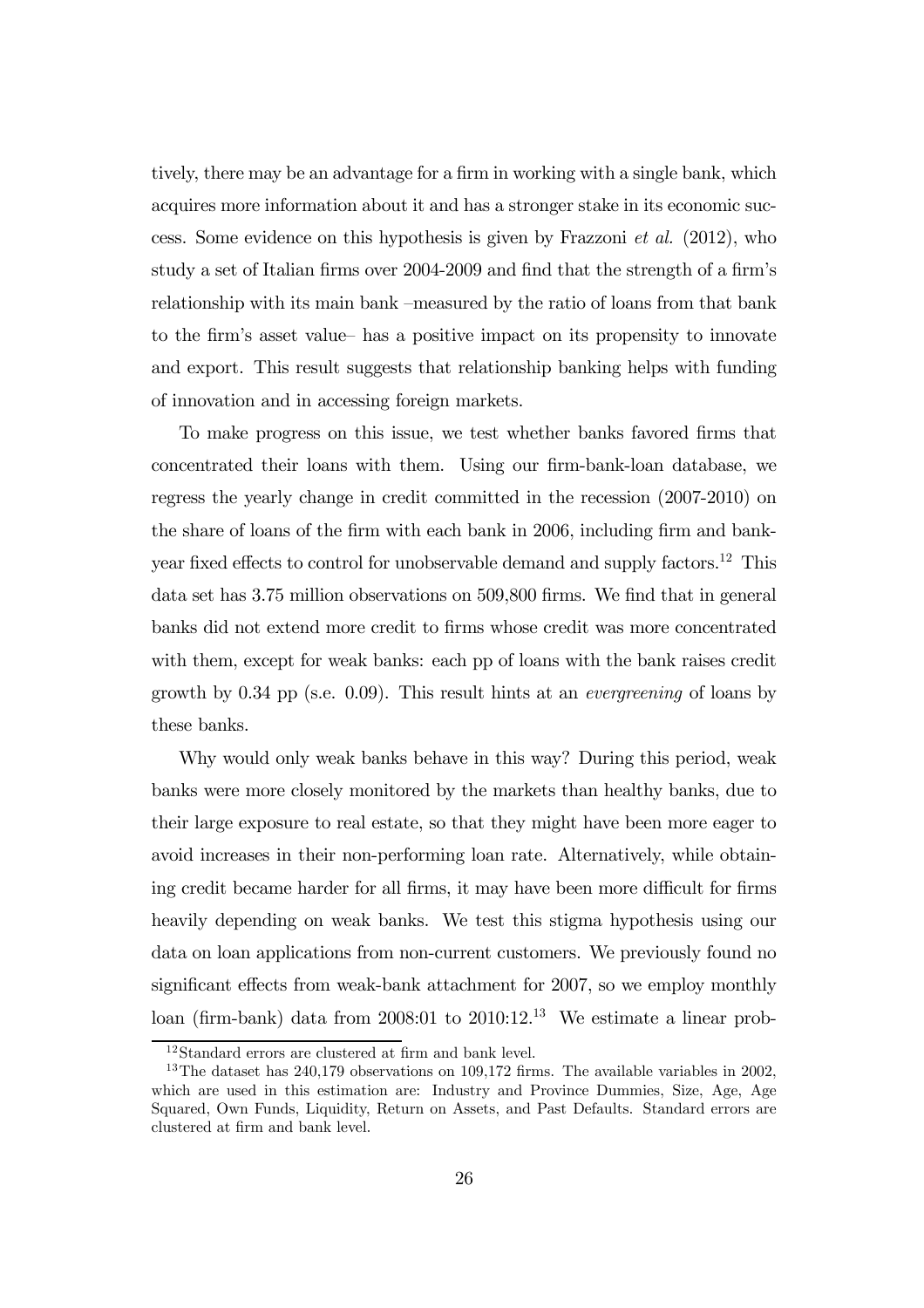tively, there may be an advantage for a firm in working with a single bank, which acquires more information about it and has a stronger stake in its economic success. Some evidence on this hypothesis is given by Frazzoni *et al.* (2012), who study a set of Italian firms over 2004-2009 and find that the strength of a firm's relationship with its main bank –measured by the ratio of loans from that bank to the firm's asset value– has a positive impact on its propensity to innovate and export. This result suggests that relationship banking helps with funding of innovation and in accessing foreign markets.

To make progress on this issue, we test whether banks favored firms that concentrated their loans with them. Using our firm-bank-loan database, we regress the yearly change in credit committed in the recession (2007-2010) on the share of loans of the firm with each bank in 2006, including firm and bank-year fixed effects to control for unobservable demand and supply factors.[12] This data set has 3.75 million observations on 509,800 firms. We find that in general banks did not extend more credit to firms whose credit was more concentrated with them, except for weak banks: each pp of loans with the bank raises credit growth by 0.34 pp (s.e. 0.09). This result hints at an *evergreening* of loans by these banks.

Why would only weak banks behave in this way? During this period, weak banks were more closely monitored by the markets than healthy banks, due to their large exposure to real estate, so that they might have been more eager to avoid increases in their non-performing loan rate. Alternatively, while obtaining credit became harder for all firms, it may have been more difficult for firms heavily depending on weak banks. We test this stigma hypothesis using our data on loan applications from non-current customers. We previously found no significant effects from weak-bank attachment for 2007, so we employ monthly loan (firm-bank) data from 2008:01 to 2010:12.[13] We estimate a linear prob-

[12] Standard errors are clustered at firm and bank level.

[13] The dataset has 240,179 observations on 109,172 firms. The available variables in 2002, which are used in this estimation are: Industry and Province Dummies, Size, Age, Age Squared, Own Funds, Liquidity, Return on Assets, and Past Defaults. Standard errors are clustered at firm and bank level.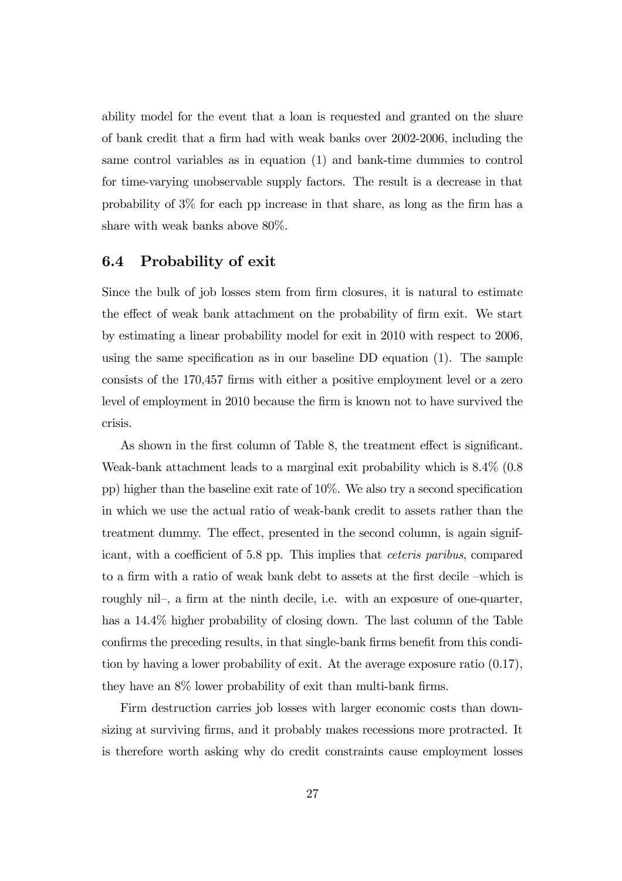ability model for the event that a loan is requested and granted on the share of bank credit that a firm had with weak banks over 2002-2006, including the same control variables as in equation (1) and bank-time dummies to control for time-varying unobservable supply factors. The result is a decrease in that probability of 3% for each pp increase in that share, as long as the firm has a share with weak banks above 80%.

## 6.4 Probability of exit

Since the bulk of job losses stem from firm closures, it is natural to estimate the effect of weak bank attachment on the probability of firm exit. We start by estimating a linear probability model for exit in 2010 with respect to 2006, using the same specification as in our baseline DD equation (1). The sample consists of the 170,457 firms with either a positive employment level or a zero level of employment in 2010 because the firm is known not to have survived the crisis.

As shown in the first column of Table 8, the treatment effect is significant. Weak-bank attachment leads to a marginal exit probability which is 8.4% (0.8 pp) higher than the baseline exit rate of 10%. We also try a second specification in which we use the actual ratio of weak-bank credit to assets rather than the treatment dummy. The effect, presented in the second column, is again significant, with a coefficient of 5.8 pp. This implies that *ceteris paribus*, compared to a firm with a ratio of weak bank debt to assets at the first decile –which is roughly nil–, a firm at the ninth decile, i.e. with an exposure of one-quarter, has a 14.4% higher probability of closing down. The last column of the Table confirms the preceding results, in that single-bank firms benefit from this condition by having a lower probability of exit. At the average exposure ratio (0.17), they have an 8% lower probability of exit than multi-bank firms.

Firm destruction carries job losses with larger economic costs than downsizing at surviving firms, and it probably makes recessions more protracted. It is therefore worth asking why do credit constraints cause employment losses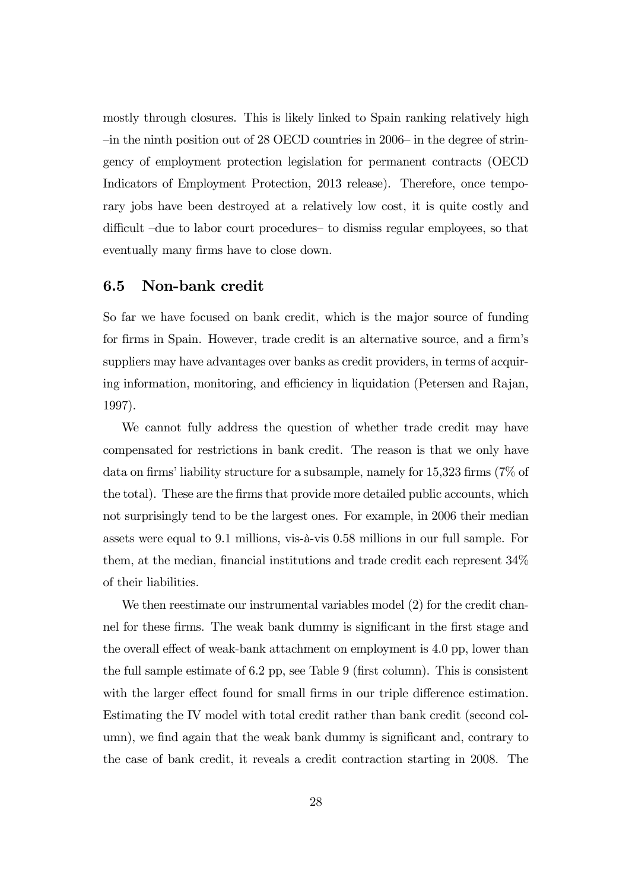mostly through closures. This is likely linked to Spain ranking relatively high –in the ninth position out of 28 OECD countries in 2006– in the degree of stringency of employment protection legislation for permanent contracts (OECD Indicators of Employment Protection, 2013 release). Therefore, once temporary jobs have been destroyed at a relatively low cost, it is quite costly and difficult –due to labor court procedures– to dismiss regular employees, so that eventually many firms have to close down.

### 6.5 Non-bank credit

So far we have focused on bank credit, which is the major source of funding for firms in Spain. However, trade credit is an alternative source, and a firm's suppliers may have advantages over banks as credit providers, in terms of acquiring information, monitoring, and efficiency in liquidation (Petersen and Rajan, 1997).

We cannot fully address the question of whether trade credit may have compensated for restrictions in bank credit. The reason is that we only have data on firms' liability structure for a subsample, namely for 15,323 firms (7% of the total). These are the firms that provide more detailed public accounts, which not surprisingly tend to be the largest ones. For example, in 2006 their median assets were equal to 9.1 millions, vis-à-vis 0.58 millions in our full sample. For them, at the median, financial institutions and trade credit each represent 34% of their liabilities.

We then reestimate our instrumental variables model (2) for the credit channel for these firms. The weak bank dummy is significant in the first stage and the overall effect of weak-bank attachment on employment is 4.0 pp, lower than the full sample estimate of 6.2 pp, see Table 9 (first column). This is consistent with the larger effect found for small firms in our triple difference estimation. Estimating the IV model with total credit rather than bank credit (second column), we find again that the weak bank dummy is significant and, contrary to the case of bank credit, it reveals a credit contraction starting in 2008. The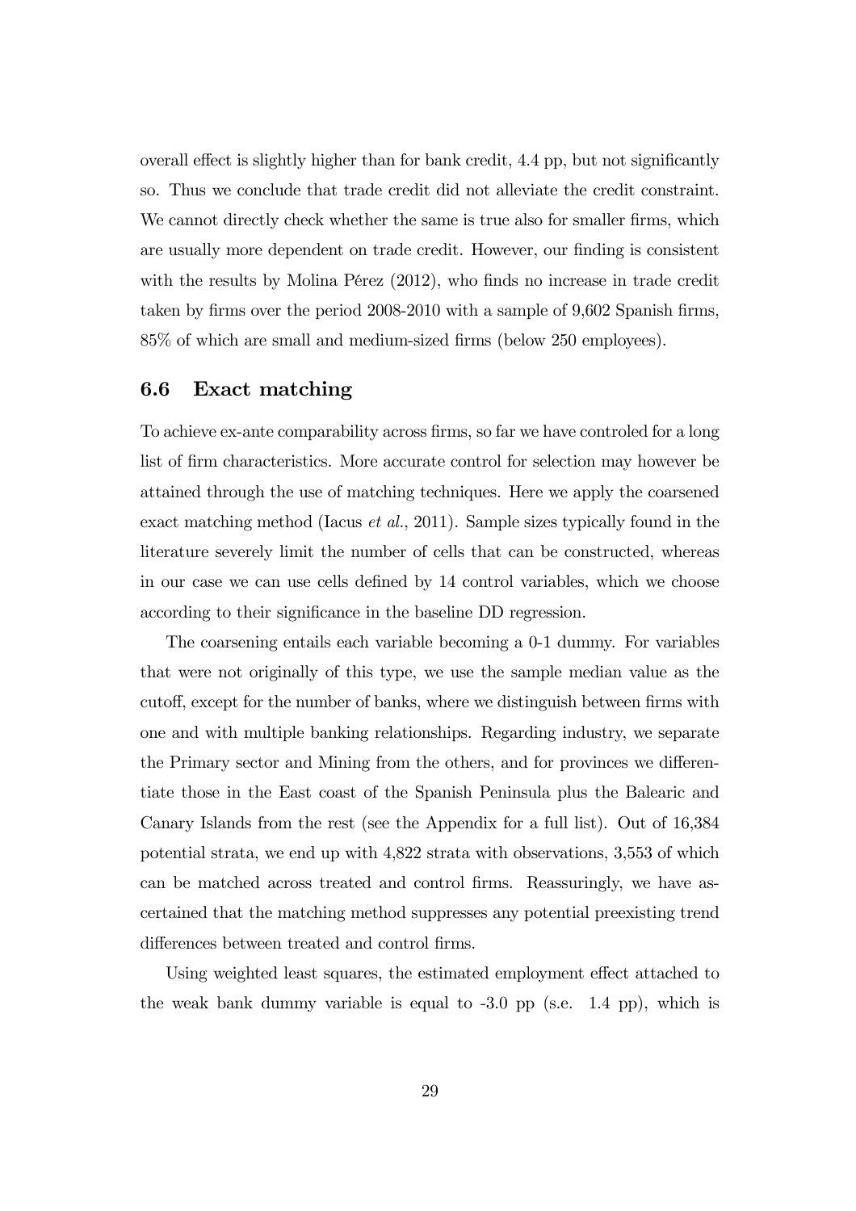overall effect is slightly higher than for bank credit, 4.4 pp, but not significantly so. Thus we conclude that trade credit did not alleviate the credit constraint. We cannot directly check whether the same is true also for smaller firms, which are usually more dependent on trade credit. However, our finding is consistent with the results by Molina Pérez (2012), who finds no increase in trade credit taken by firms over the period 2008-2010 with a sample of 9,602 Spanish firms, 85% of which are small and medium-sized firms (below 250 employees).

### 6.6 Exact matching

To achieve ex-ante comparability across firms, so far we have controled for a long list of firm characteristics. More accurate control for selection may however be attained through the use of matching techniques. Here we apply the coarsened exact matching method (Iacus *et al.*, 2011). Sample sizes typically found in the literature severely limit the number of cells that can be constructed, whereas in our case we can use cells defined by 14 control variables, which we choose according to their significance in the baseline DD regression.

The coarsening entails each variable becoming a 0-1 dummy. For variables that were not originally of this type, we use the sample median value as the cutoff, except for the number of banks, where we distinguish between firms with one and with multiple banking relationships. Regarding industry, we separate the Primary sector and Mining from the others, and for provinces we differentiate those in the East coast of the Spanish Peninsula plus the Balearic and Canary Islands from the rest (see the Appendix for a full list). Out of 16,384 potential strata, we end up with 4,822 strata with observations, 3,553 of which can be matched across treated and control firms. Reassuringly, we have ascertained that the matching method suppresses any potential preexisting trend differences between treated and control firms.

Using weighted least squares, the estimated employment effect attached to the weak bank dummy variable is equal to -3.0 pp (s.e. 1.4 pp), which is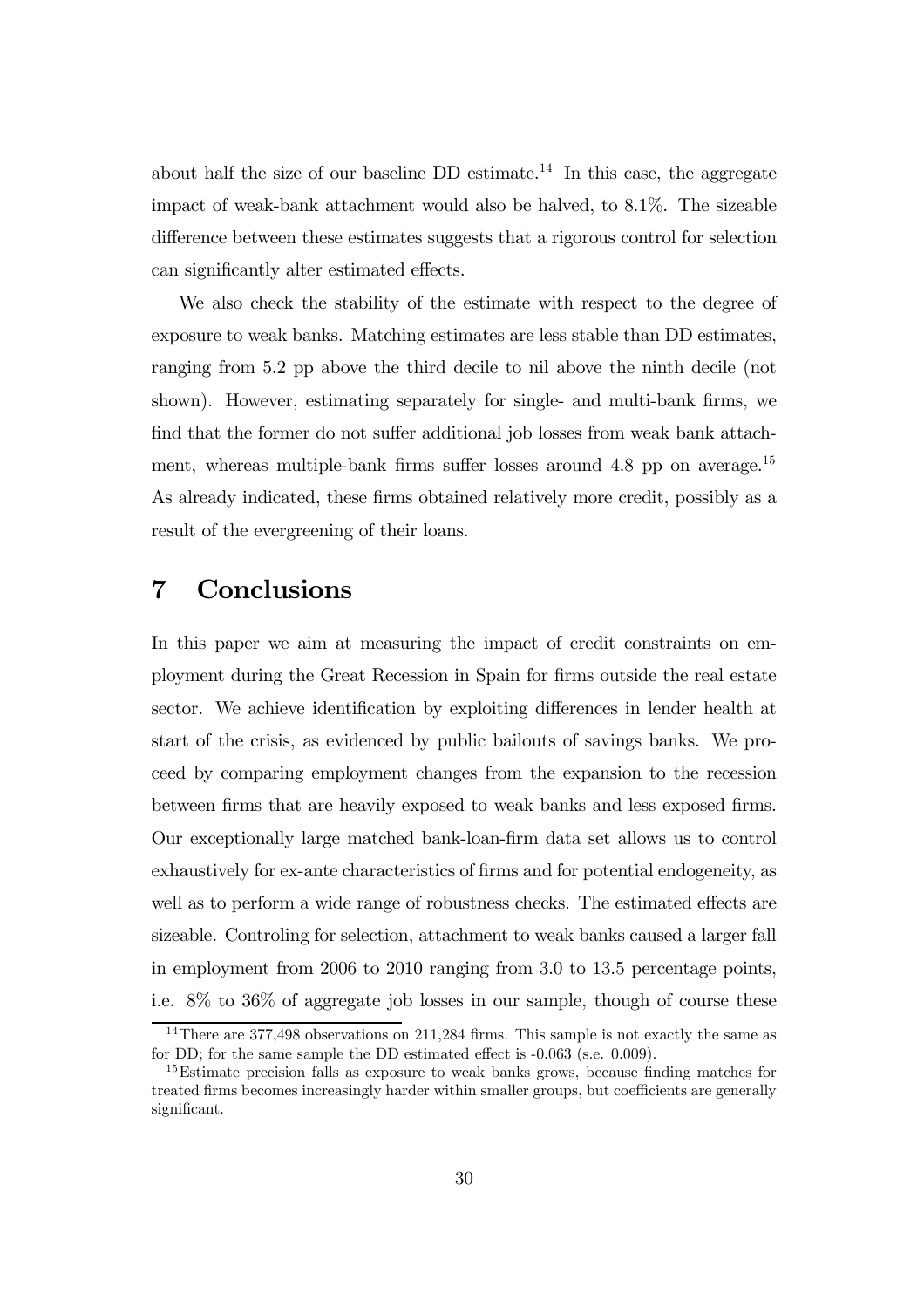about half the size of our baseline DD estimate.[14] In this case, the aggregate impact of weak-bank attachment would also be halved, to 8.1%. The sizeable difference between these estimates suggests that a rigorous control for selection can significantly alter estimated effects.

We also check the stability of the estimate with respect to the degree of exposure to weak banks. Matching estimates are less stable than DD estimates, ranging from 5.2 pp above the third decile to nil above the ninth decile (not shown). However, estimating separately for single- and multi-bank firms, we find that the former do not suffer additional job losses from weak bank attachment, whereas multiple-bank firms suffer losses around 4.8 pp on average.[15] As already indicated, these firms obtained relatively more credit, possibly as a result of the evergreening of their loans.

# 7 Conclusions

In this paper we aim at measuring the impact of credit constraints on employment during the Great Recession in Spain for firms outside the real estate sector. We achieve identification by exploiting differences in lender health at start of the crisis, as evidenced by public bailouts of savings banks. We proceed by comparing employment changes from the expansion to the recession between firms that are heavily exposed to weak banks and less exposed firms. Our exceptionally large matched bank-loan-firm data set allows us to control exhaustively for ex-ante characteristics of firms and for potential endogeneity, as well as to perform a wide range of robustness checks. The estimated effects are sizeable. Controling for selection, attachment to weak banks caused a larger fall in employment from 2006 to 2010 ranging from 3.0 to 13.5 percentage points, i.e. 8% to 36% of aggregate job losses in our sample, though of course these

[14] There are 377,498 observations on 211,284 firms. This sample is not exactly the same as for DD; for the same sample the DD estimated effect is -0.063 (s.e. 0.009).

[15] Estimate precision falls as exposure to weak banks grows, because finding matches for treated firms becomes increasingly harder within smaller groups, but coefficients are generally significant.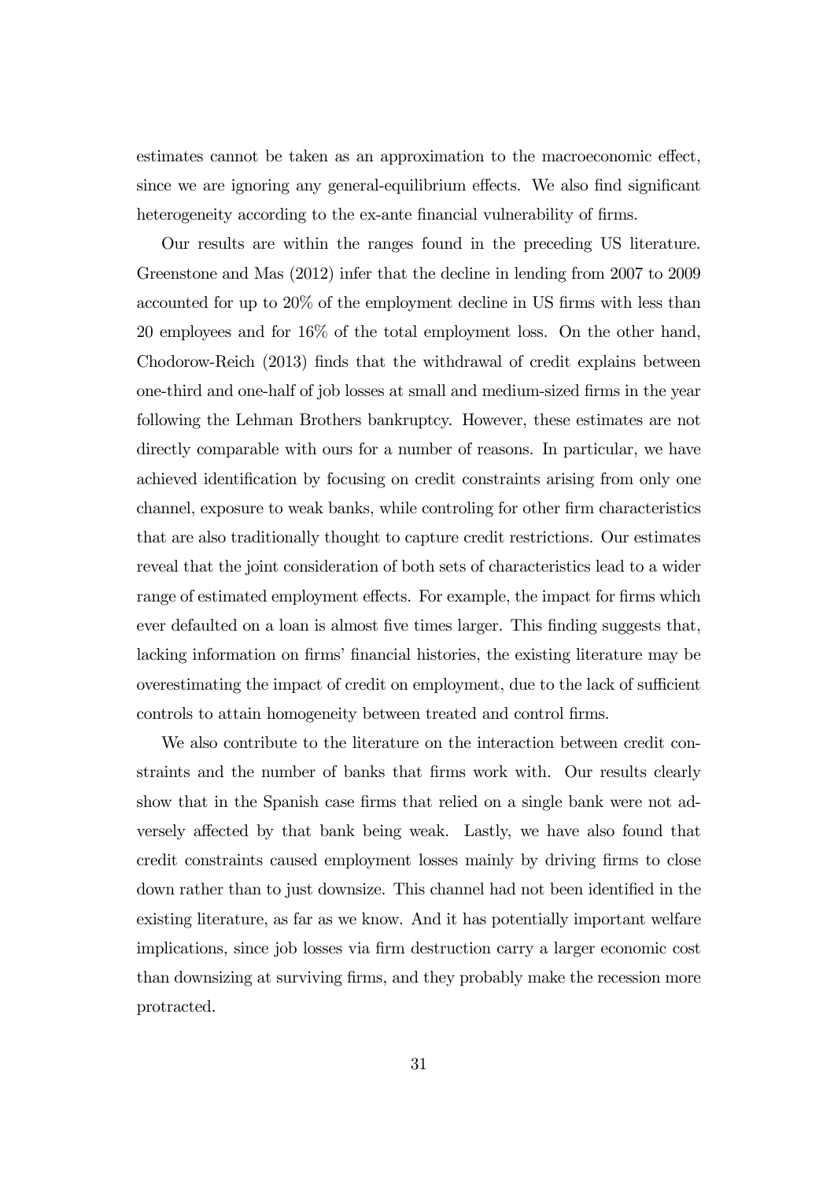estimates cannot be taken as an approximation to the macroeconomic effect, since we are ignoring any general-equilibrium effects. We also find significant heterogeneity according to the ex-ante financial vulnerability of firms.

Our results are within the ranges found in the preceding US literature. Greenstone and Mas (2012) infer that the decline in lending from 2007 to 2009 accounted for up to 20% of the employment decline in US firms with less than 20 employees and for 16% of the total employment loss. On the other hand, Chodorow-Reich (2013) finds that the withdrawal of credit explains between one-third and one-half of job losses at small and medium-sized firms in the year following the Lehman Brothers bankruptcy. However, these estimates are not directly comparable with ours for a number of reasons. In particular, we have achieved identification by focusing on credit constraints arising from only one channel, exposure to weak banks, while controling for other firm characteristics that are also traditionally thought to capture credit restrictions. Our estimates reveal that the joint consideration of both sets of characteristics lead to a wider range of estimated employment effects. For example, the impact for firms which ever defaulted on a loan is almost five times larger. This finding suggests that, lacking information on firms' financial histories, the existing literature may be overestimating the impact of credit on employment, due to the lack of sufficient controls to attain homogeneity between treated and control firms.

We also contribute to the literature on the interaction between credit constraints and the number of banks that firms work with. Our results clearly show that in the Spanish case firms that relied on a single bank were not adversely affected by that bank being weak. Lastly, we have also found that credit constraints caused employment losses mainly by driving firms to close down rather than to just downsize. This channel had not been identified in the existing literature, as far as we know. And it has potentially important welfare implications, since job losses via firm destruction carry a larger economic cost than downsizing at surviving firms, and they probably make the recession more protracted.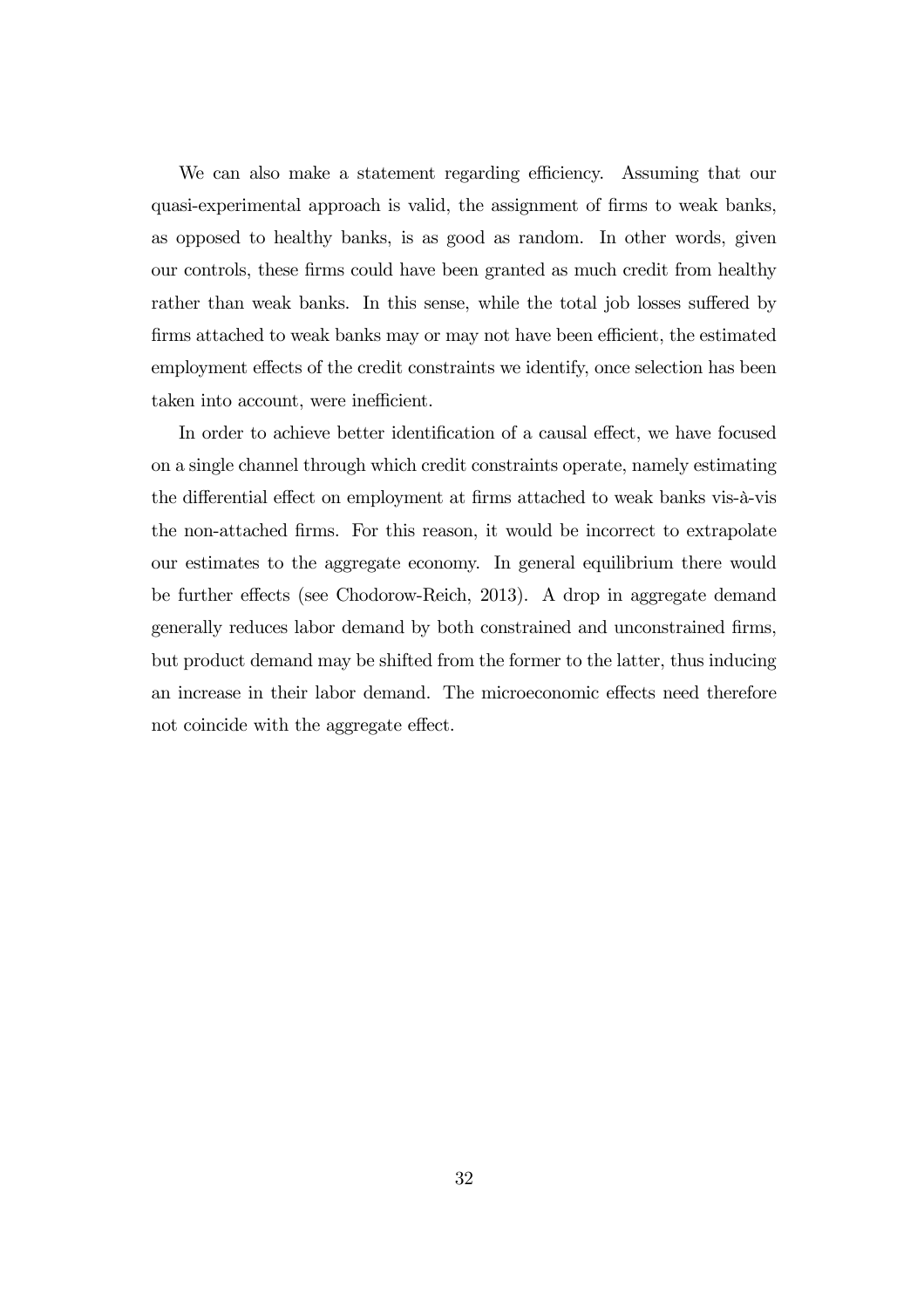We can also make a statement regarding efficiency. Assuming that our quasi-experimental approach is valid, the assignment of firms to weak banks, as opposed to healthy banks, is as good as random. In other words, given our controls, these firms could have been granted as much credit from healthy rather than weak banks. In this sense, while the total job losses suffered by firms attached to weak banks may or may not have been efficient, the estimated employment effects of the credit constraints we identify, once selection has been taken into account, were inefficient.

In order to achieve better identification of a causal effect, we have focused on a single channel through which credit constraints operate, namely estimating the differential effect on employment at firms attached to weak banks vis-à-vis the non-attached firms. For this reason, it would be incorrect to extrapolate our estimates to the aggregate economy. In general equilibrium there would be further effects (see Chodorow-Reich, 2013). A drop in aggregate demand generally reduces labor demand by both constrained and unconstrained firms, but product demand may be shifted from the former to the latter, thus inducing an increase in their labor demand. The microeconomic effects need therefore not coincide with the aggregate effect.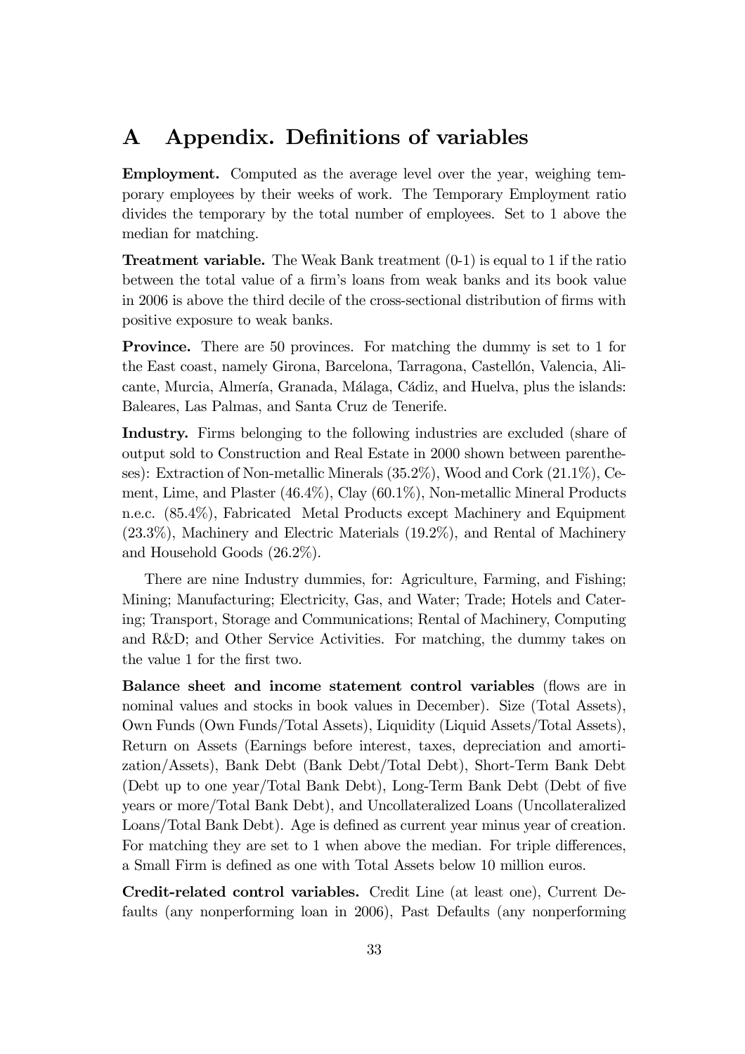# A Appendix. Definitions of variables

**Employment.** Computed as the average level over the year, weighing temporary employees by their weeks of work. The Temporary Employment ratio divides the temporary by the total number of employees. Set to 1 above the median for matching.

**Treatment variable.** The Weak Bank treatment (0-1) is equal to 1 if the ratio between the total value of a firm's loans from weak banks and its book value in 2006 is above the third decile of the cross-sectional distribution of firms with positive exposure to weak banks.

**Province.** There are 50 provinces. For matching the dummy is set to 1 for the East coast, namely Girona, Barcelona, Tarragona, Castellón, Valencia, Alicante, Murcia, Almería, Granada, Málaga, Cádiz, and Huelva, plus the islands: Baleares, Las Palmas, and Santa Cruz de Tenerife.

**Industry.** Firms belonging to the following industries are excluded (share of output sold to Construction and Real Estate in 2000 shown between parentheses): Extraction of Non-metallic Minerals (35.2%), Wood and Cork (21.1%), Cement, Lime, and Plaster (46.4%), Clay (60.1%), Non-metallic Mineral Products n.e.c. (85.4%), Fabricated Metal Products except Machinery and Equipment (23.3%), Machinery and Electric Materials (19.2%), and Rental of Machinery and Household Goods (26.2%).

There are nine Industry dummies, for: Agriculture, Farming, and Fishing; Mining; Manufacturing; Electricity, Gas, and Water; Trade; Hotels and Catering; Transport, Storage and Communications; Rental of Machinery, Computing and R&D; and Other Service Activities. For matching, the dummy takes on the value 1 for the first two.

**Balance sheet and income statement control variables** (flows are in nominal values and stocks in book values in December). Size (Total Assets), Own Funds (Own Funds/Total Assets), Liquidity (Liquid Assets/Total Assets), Return on Assets (Earnings before interest, taxes, depreciation and amortization/Assets), Bank Debt (Bank Debt/Total Debt), Short-Term Bank Debt (Debt up to one year/Total Bank Debt), Long-Term Bank Debt (Debt of five years or more/Total Bank Debt), and Uncollateralized Loans (Uncollateralized Loans/Total Bank Debt). Age is defined as current year minus year of creation. For matching they are set to 1 when above the median. For triple differences, a Small Firm is defined as one with Total Assets below 10 million euros.

**Credit-related control variables.** Credit Line (at least one), Current Defaults (any nonperforming loan in 2006), Past Defaults (any nonperforming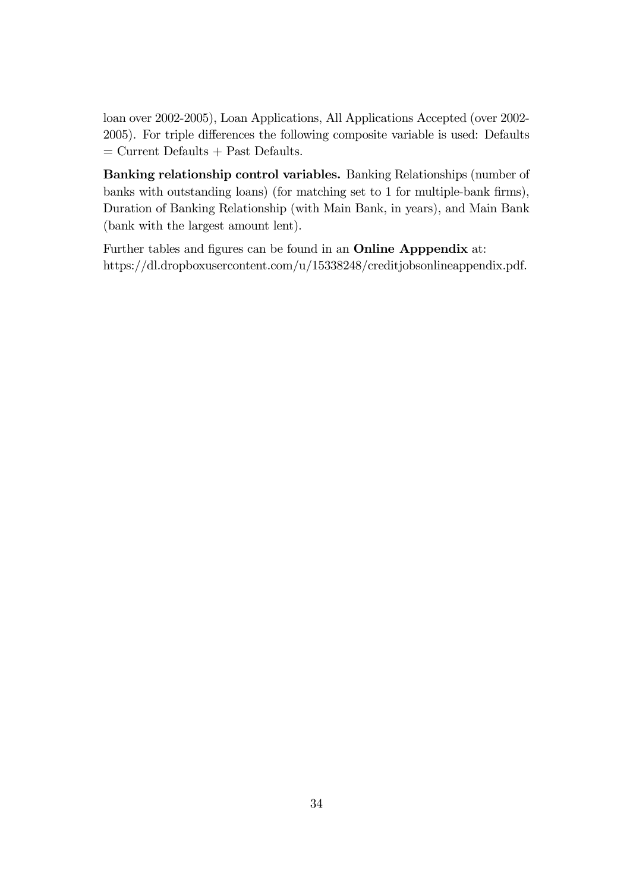loan over 2002-2005), Loan Applications, All Applications Accepted (over 2002-2005). For triple differences the following composite variable is used: Defaults = Current Defaults + Past Defaults.

**Banking relationship control variables.** Banking Relationships (number of banks with outstanding loans) (for matching set to 1 for multiple-bank firms), Duration of Banking Relationship (with Main Bank, in years), and Main Bank (bank with the largest amount lent).

Further tables and figures can be found in an **Online Apppendix** at: https://dl.dropboxusercontent.com/u/15338248/creditjobsonlineappendix.pdf.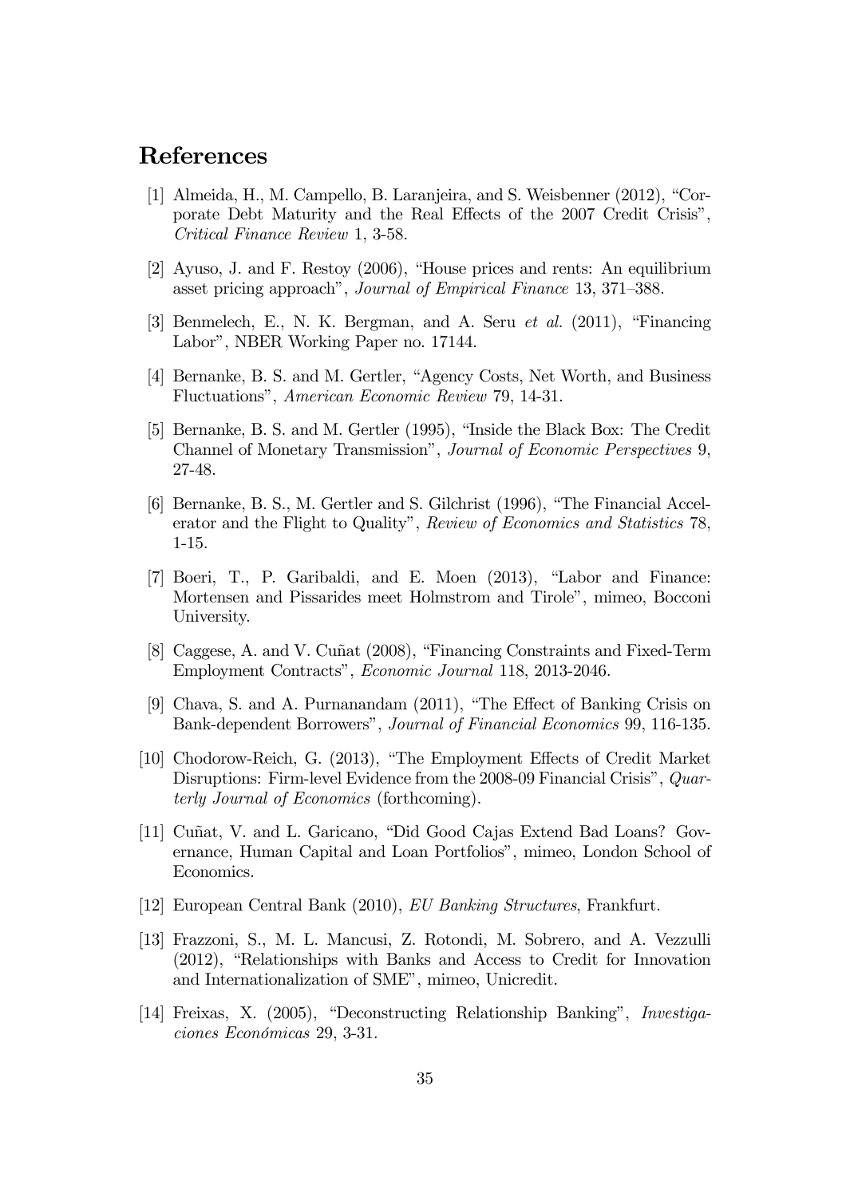# References

[1] Almeida, H., M. Campello, B. Laranjeira, and S. Weisbenner (2012), "Corporate Debt Maturity and the Real Effects of the 2007 Credit Crisis", *Critical Finance Review* 1, 3-58.

[2] Ayuso, J. and F. Restoy (2006), "House prices and rents: An equilibrium asset pricing approach", *Journal of Empirical Finance* 13, 371–388.

[3] Benmelech, E., N. K. Bergman, and A. Seru *et al.* (2011), "Financing Labor", NBER Working Paper no. 17144.

[4] Bernanke, B. S. and M. Gertler, "Agency Costs, Net Worth, and Business Fluctuations", *American Economic Review* 79, 14-31.

[5] Bernanke, B. S. and M. Gertler (1995), "Inside the Black Box: The Credit Channel of Monetary Transmission", *Journal of Economic Perspectives* 9, 27-48.

[6] Bernanke, B. S., M. Gertler and S. Gilchrist (1996), "The Financial Accelerator and the Flight to Quality", *Review of Economics and Statistics* 78, 1-15.

[7] Boeri, T., P. Garibaldi, and E. Moen (2013), "Labor and Finance: Mortensen and Pissarides meet Holmstrom and Tirole", mimeo, Bocconi University.

[8] Caggese, A. and V. Cuñat (2008), "Financing Constraints and Fixed-Term Employment Contracts", *Economic Journal* 118, 2013-2046.

[9] Chava, S. and A. Purnanandam (2011), "The Effect of Banking Crisis on Bank-dependent Borrowers", *Journal of Financial Economics* 99, 116-135.

[10] Chodorow-Reich, G. (2013), "The Employment Effects of Credit Market Disruptions: Firm-level Evidence from the 2008-09 Financial Crisis", *Quarterly Journal of Economics* (forthcoming).

[11] Cuñat, V. and L. Garicano, "Did Good Cajas Extend Bad Loans? Governance, Human Capital and Loan Portfolios", mimeo, London School of Economics.

[12] European Central Bank (2010), *EU Banking Structures*, Frankfurt.

[13] Frazzoni, S., M. L. Mancusi, Z. Rotondi, M. Sobrero, and A. Vezzulli (2012), "Relationships with Banks and Access to Credit for Innovation and Internationalization of SME", mimeo, Unicredit.

[14] Freixas, X. (2005), "Deconstructing Relationship Banking", *Investigaciones Económicas* 29, 3-31.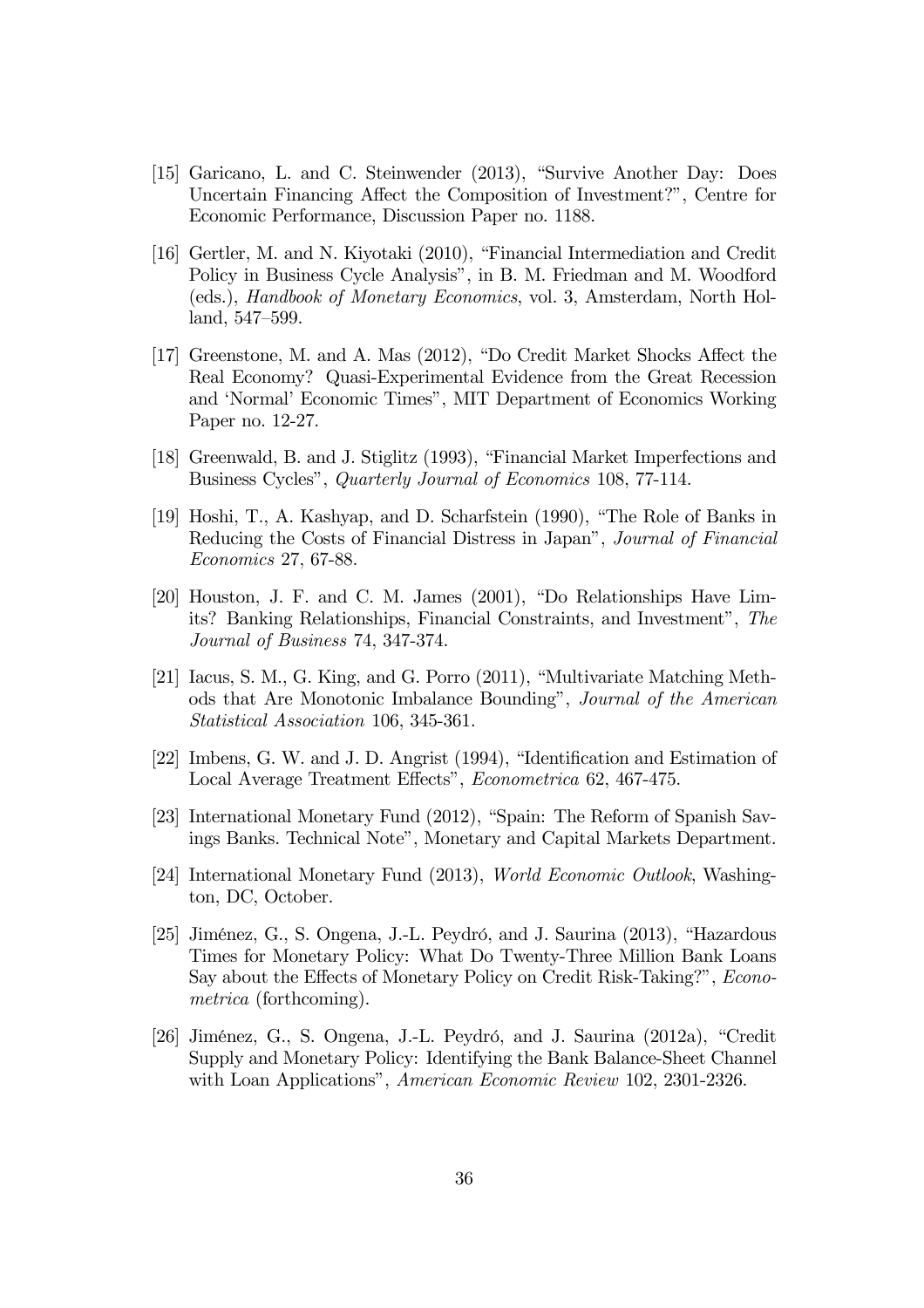[15] Garicano, L. and C. Steinwender (2013), "Survive Another Day: Does Uncertain Financing Affect the Composition of Investment?", Centre for Economic Performance, Discussion Paper no. 1188.

[16] Gertler, M. and N. Kiyotaki (2010), "Financial Intermediation and Credit Policy in Business Cycle Analysis", in B. M. Friedman and M. Woodford (eds.), *Handbook of Monetary Economics*, vol. 3, Amsterdam, North Holland, 547–599.

[17] Greenstone, M. and A. Mas (2012), "Do Credit Market Shocks Affect the Real Economy? Quasi-Experimental Evidence from the Great Recession and 'Normal' Economic Times", MIT Department of Economics Working Paper no. 12-27.

[18] Greenwald, B. and J. Stiglitz (1993), "Financial Market Imperfections and Business Cycles", *Quarterly Journal of Economics* 108, 77-114.

[19] Hoshi, T., A. Kashyap, and D. Scharfstein (1990), "The Role of Banks in Reducing the Costs of Financial Distress in Japan", *Journal of Financial Economics* 27, 67-88.

[20] Houston, J. F. and C. M. James (2001), "Do Relationships Have Limits? Banking Relationships, Financial Constraints, and Investment", *The Journal of Business* 74, 347-374.

[21] Iacus, S. M., G. King, and G. Porro (2011), "Multivariate Matching Methods that Are Monotonic Imbalance Bounding", *Journal of the American Statistical Association* 106, 345-361.

[22] Imbens, G. W. and J. D. Angrist (1994), "Identification and Estimation of Local Average Treatment Effects", *Econometrica* 62, 467-475.

[23] International Monetary Fund (2012), "Spain: The Reform of Spanish Savings Banks. Technical Note", Monetary and Capital Markets Department.

[24] International Monetary Fund (2013), *World Economic Outlook*, Washington, DC, October.

[25] Jiménez, G., S. Ongena, J.-L. Peydró, and J. Saurina (2013), "Hazardous Times for Monetary Policy: What Do Twenty-Three Million Bank Loans Say about the Effects of Monetary Policy on Credit Risk-Taking?", *Econometrica* (forthcoming).

[26] Jiménez, G., S. Ongena, J.-L. Peydró, and J. Saurina (2012a), "Credit Supply and Monetary Policy: Identifying the Bank Balance-Sheet Channel with Loan Applications", *American Economic Review* 102, 2301-2326.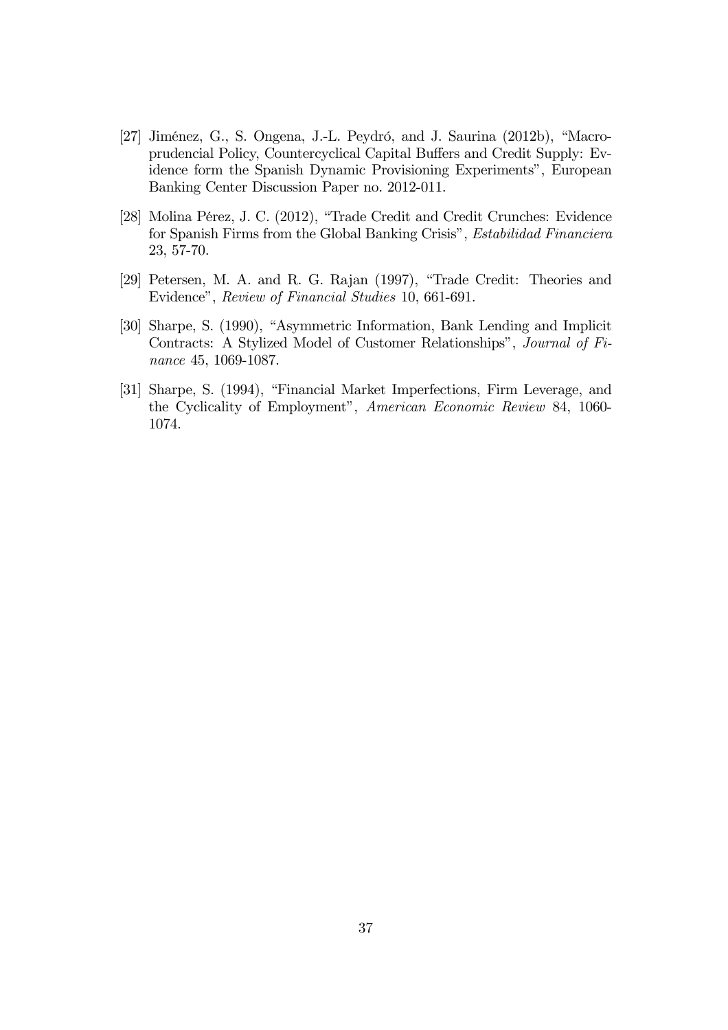[27] Jiménez, G., S. Ongena, J.-L. Peydró, and J. Saurina (2012b), "Macroprudencial Policy, Countercyclical Capital Buffers and Credit Supply: Evidence form the Spanish Dynamic Provisioning Experiments", European Banking Center Discussion Paper no. 2012-011.

[28] Molina Pérez, J. C. (2012), "Trade Credit and Credit Crunches: Evidence for Spanish Firms from the Global Banking Crisis", *Estabilidad Financiera* 23, 57-70.

[29] Petersen, M. A. and R. G. Rajan (1997), "Trade Credit: Theories and Evidence", *Review of Financial Studies* 10, 661-691.

[30] Sharpe, S. (1990), "Asymmetric Information, Bank Lending and Implicit Contracts: A Stylized Model of Customer Relationships", *Journal of Finance* 45, 1069-1087.

[31] Sharpe, S. (1994), "Financial Market Imperfections, Firm Leverage, and the Cyclicality of Employment", *American Economic Review* 84, 1060-1074.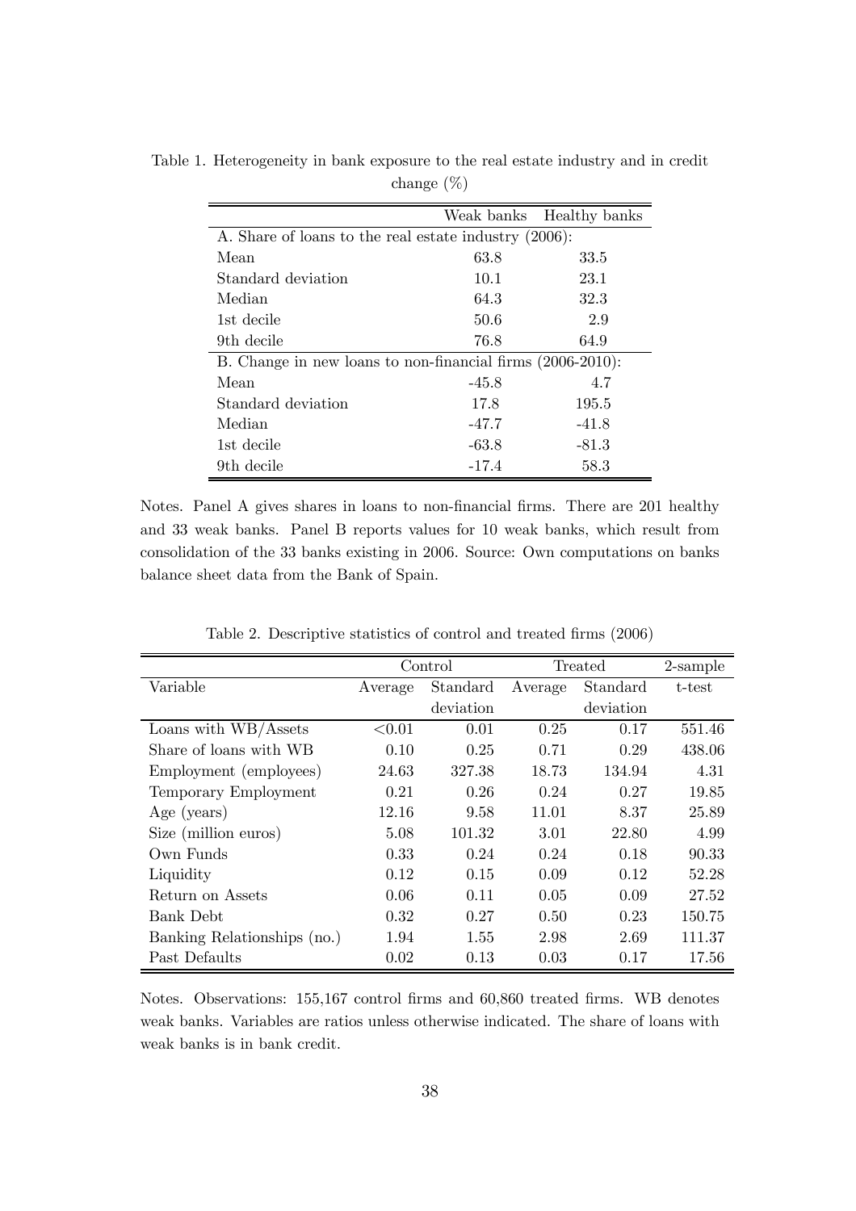Table 1. Heterogeneity in bank exposure to the real estate industry and in credit change (%)

| | Weak banks | Healthy banks |
|---|---|---|
| A. Share of loans to the real estate industry (2006): | | |
| Mean | 63.8 | 33.5 |
| Standard deviation | 10.1 | 23.1 |
| Median | 64.3 | 32.3 |
| 1st decile | 50.6 | 2.9 |
| 9th decile | 76.8 | 64.9 |
| B. Change in new loans to non-financial firms (2006-2010): | | |
| Mean | -45.8 | 4.7 |
| Standard deviation | 17.8 | 195.5 |
| Median | -47.7 | -41.8 |
| 1st decile | -63.8 | -81.3 |
| 9th decile | -17.4 | 58.3 |

Notes. Panel A gives shares in loans to non-financial firms. There are 201 healthy and 33 weak banks. Panel B reports values for 10 weak banks, which result from consolidation of the 33 banks existing in 2006. Source: Own computations on banks balance sheet data from the Bank of Spain.

Table 2. Descriptive statistics of control and treated firms (2006)

| | Control | | Treated | | 2-sample |
|---|---|---|---|---|---|
| Variable | Average | Standard deviation | Average | Standard deviation | t-test |
| Loans with WB/Assets | <0.01 | 0.01 | 0.25 | 0.17 | 551.46 |
| Share of loans with WB | 0.10 | 0.25 | 0.71 | 0.29 | 438.06 |
| Employment (employees) | 24.63 | 327.38 | 18.73 | 134.94 | 4.31 |
| Temporary Employment | 0.21 | 0.26 | 0.24 | 0.27 | 19.85 |
| Age (years) | 12.16 | 9.58 | 11.01 | 8.37 | 25.89 |
| Size (million euros) | 5.08 | 101.32 | 3.01 | 22.80 | 4.99 |
| Own Funds | 0.33 | 0.24 | 0.24 | 0.18 | 90.33 |
| Liquidity | 0.12 | 0.15 | 0.09 | 0.12 | 52.28 |
| Return on Assets | 0.06 | 0.11 | 0.05 | 0.09 | 27.52 |
| Bank Debt | 0.32 | 0.27 | 0.50 | 0.23 | 150.75 |
| Banking Relationships (no.) | 1.94 | 1.55 | 2.98 | 2.69 | 111.37 |
| Past Defaults | 0.02 | 0.13 | 0.03 | 0.17 | 17.56 |

Notes. Observations: 155,167 control firms and 60,860 treated firms. WB denotes weak banks. Variables are ratios unless otherwise indicated. The share of loans with weak banks is in bank credit.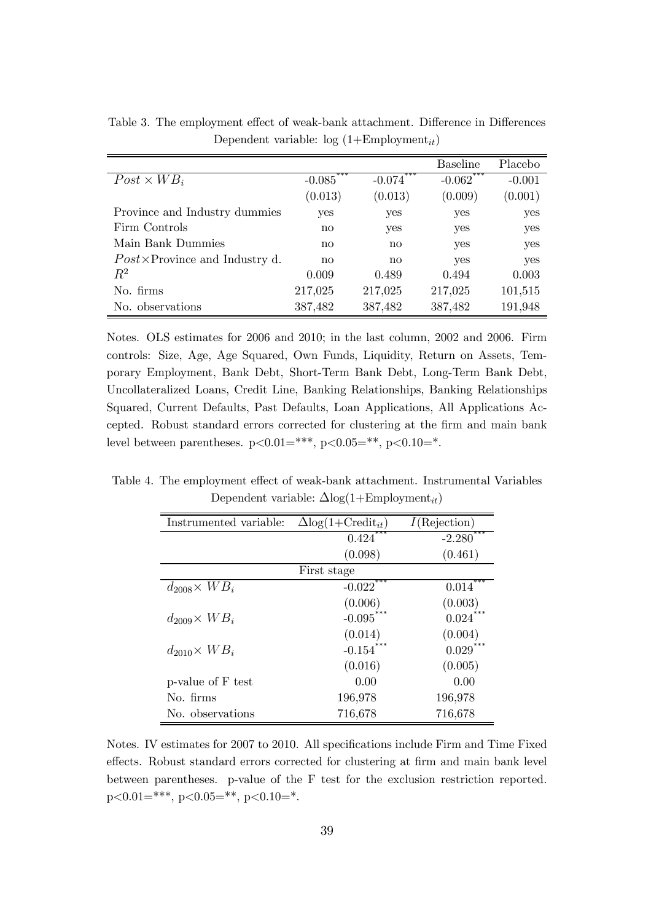Table 3. The employment effect of weak-bank attachment. Difference in Differences
Dependent variable: log (1+Employment$_{it}$)

| | | | Baseline | Placebo |
|---|---|---|---|---|
| $Post \times WB_i$ | -0.085$^{***}$ | -0.074$^{***}$ | -0.062$^{***}$ | -0.001 |
| | (0.013) | (0.013) | (0.009) | (0.001) |
| Province and Industry dummies | yes | yes | yes | yes |
| Firm Controls | no | yes | yes | yes |
| Main Bank Dummies | no | no | yes | yes |
| $Post \times$Province and Industry d. | no | no | yes | yes |
| $R^2$ | 0.009 | 0.489 | 0.494 | 0.003 |
| No. firms | 217,025 | 217,025 | 217,025 | 101,515 |
| No. observations | 387,482 | 387,482 | 387,482 | 191,948 |

Notes. OLS estimates for 2006 and 2010; in the last column, 2002 and 2006. Firm controls: Size, Age, Age Squared, Own Funds, Liquidity, Return on Assets, Temporary Employment, Bank Debt, Short-Term Bank Debt, Long-Term Bank Debt, Uncollateralized Loans, Credit Line, Banking Relationships, Banking Relationships Squared, Current Defaults, Past Defaults, Loan Applications, All Applications Accepted. Robust standard errors corrected for clustering at the firm and main bank level between parentheses. p<0.01=\*\*\*, p<0.05=\*\*, p<0.10=\*.

Table 4. The employment effect of weak-bank attachment. Instrumental Variables
Dependent variable: $\Delta$log(1+Employment$_{it}$)

| Instrumented variable: | $\Delta\log(1{+}\text{Credit}_{it})$ | $I$(Rejection) |
|---|---|---|
| | 0.424$^{***}$ | -2.280$^{***}$ |
| | (0.098) | (0.461) |
| First stage | | |
| $d_{2008} \times WB_i$ | -0.022$^{***}$ | 0.014$^{***}$ |
| | (0.006) | (0.003) |
| $d_{2009} \times WB_i$ | -0.095$^{***}$ | 0.024$^{***}$ |
| | (0.014) | (0.004) |
| $d_{2010} \times WB_i$ | -0.154$^{***}$ | 0.029$^{***}$ |
| | (0.016) | (0.005) |
| p-value of F test | 0.00 | 0.00 |
| No. firms | 196,978 | 196,978 |
| No. observations | 716,678 | 716,678 |

Notes. IV estimates for 2007 to 2010. All specifications include Firm and Time Fixed effects. Robust standard errors corrected for clustering at firm and main bank level between parentheses. p-value of the F test for the exclusion restriction reported. p<0.01=\*\*\*, p<0.05=\*\*, p<0.10=\*.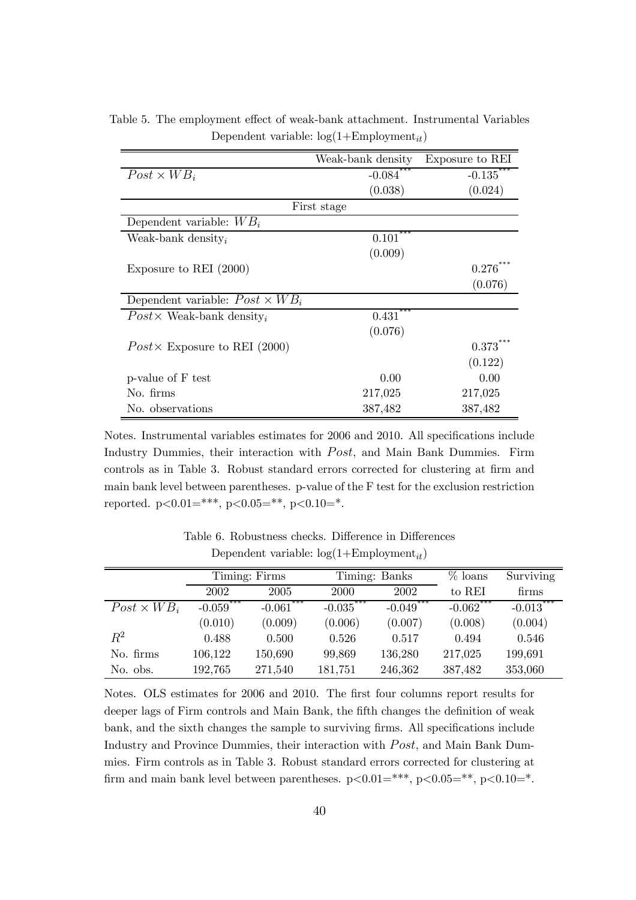Table 5. The employment effect of weak-bank attachment. Instrumental Variables
Dependent variable: $\log(1+\text{Employment}_{it})$

| | Weak-bank density | Exposure to REI |
|---|---|---|
| $Post \times WB_i$ | -0.084*** | -0.135*** |
| | (0.038) | (0.024) |
| **First stage** | | |
| Dependent variable: $WB_i$ | | |
| Weak-bank density$_i$ | 0.101*** | |
| | (0.009) | |
| Exposure to REI (2000) | | 0.276*** |
| | | (0.076) |
| Dependent variable: $Post \times WB_i$ | | |
| $Post\times$ Weak-bank density$_i$ | 0.431*** | |
| | (0.076) | |
| $Post\times$ Exposure to REI (2000) | | 0.373*** |
| | | (0.122) |
| p-value of F test | 0.00 | 0.00 |
| No. firms | 217,025 | 217,025 |
| No. observations | 387,482 | 387,482 |

Notes. Instrumental variables estimates for 2006 and 2010. All specifications include Industry Dummies, their interaction with $Post$, and Main Bank Dummies. Firm controls as in Table 3. Robust standard errors corrected for clustering at firm and main bank level between parentheses. p-value of the F test for the exclusion restriction reported. p<0.01=***, p<0.05=**, p<0.10=*.

Table 6. Robustness checks. Difference in Differences
Dependent variable: $\log(1+\text{Employment}_{it})$

| | Timing: Firms | | Timing: Banks | | % loans | Surviving |
|---|---|---|---|---|---|---|
| | 2002 | 2005 | 2000 | 2002 | to REI | firms |
| $Post \times WB_i$ | -0.059*** | -0.061*** | -0.035*** | -0.049*** | -0.062*** | -0.013*** |
| | (0.010) | (0.009) | (0.006) | (0.007) | (0.008) | (0.004) |
| $R^2$ | 0.488 | 0.500 | 0.526 | 0.517 | 0.494 | 0.546 |
| No. firms | 106,122 | 150,690 | 99,869 | 136,280 | 217,025 | 199,691 |
| No. obs. | 192,765 | 271,540 | 181,751 | 246,362 | 387,482 | 353,060 |

Notes. OLS estimates for 2006 and 2010. The first four columns report results for deeper lags of Firm controls and Main Bank, the fifth changes the definition of weak bank, and the sixth changes the sample to surviving firms. All specifications include Industry and Province Dummies, their interaction with $Post$, and Main Bank Dummies. Firm controls as in Table 3. Robust standard errors corrected for clustering at firm and main bank level between parentheses. p<0.01=***, p<0.05=**, p<0.10=*.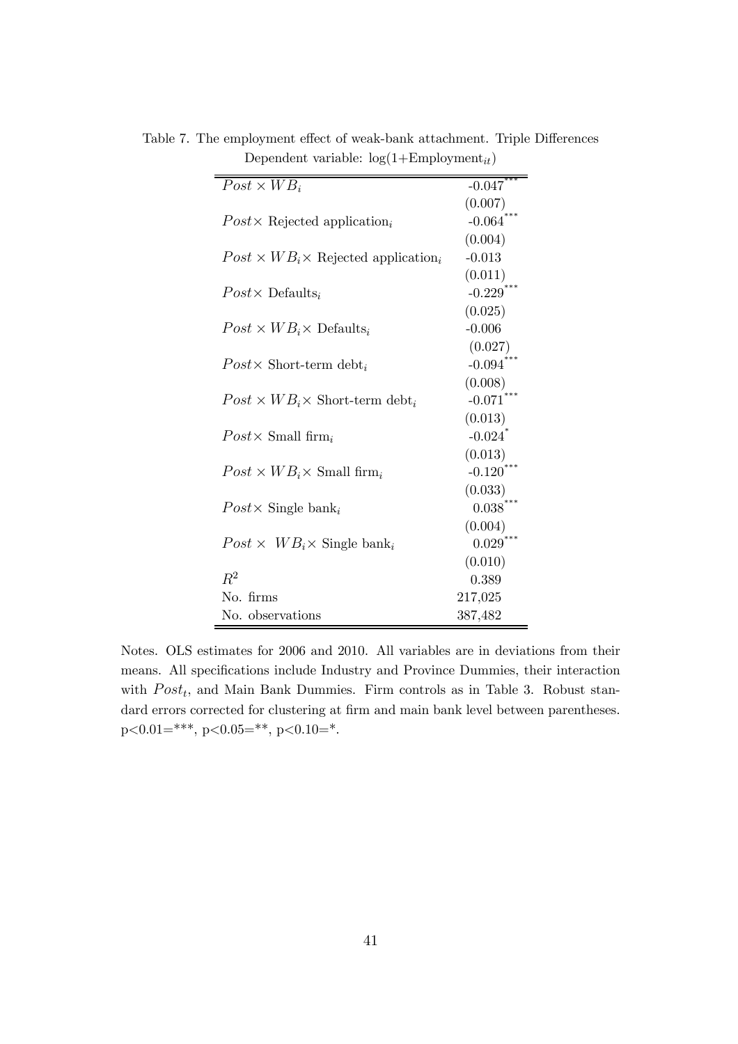Table 7. The employment effect of weak-bank attachment. Triple Differences
Dependent variable: $\log(1+\text{Employment}_{it})$

| | |
|---|---|
| $Post \times WB_i$ | -0.047*** |
| | (0.007) |
| $Post\times$ Rejected application$_i$ | -0.064*** |
| | (0.004) |
| $Post \times WB_i\times$ Rejected application$_i$ | -0.013 |
| | (0.011) |
| $Post\times$ Defaults$_i$ | -0.229*** |
| | (0.025) |
| $Post \times WB_i\times$ Defaults$_i$ | -0.006 |
| | (0.027) |
| $Post\times$ Short-term debt$_i$ | -0.094*** |
| | (0.008) |
| $Post \times WB_i\times$ Short-term debt$_i$ | -0.071*** |
| | (0.013) |
| $Post\times$ Small firm$_i$ | -0.024* |
| | (0.013) |
| $Post \times WB_i\times$ Small firm$_i$ | -0.120*** |
| | (0.033) |
| $Post\times$ Single bank$_i$ | 0.038*** |
| | (0.004) |
| $Post \times\ WB_i\times$ Single bank$_i$ | 0.029*** |
| | (0.010) |
| $R^2$ | 0.389 |
| No. firms | 217,025 |
| No. observations | 387,482 |

Notes. OLS estimates for 2006 and 2010. All variables are in deviations from their means. All specifications include Industry and Province Dummies, their interaction with $Post_t$, and Main Bank Dummies. Firm controls as in Table 3. Robust standard errors corrected for clustering at firm and main bank level between parentheses. p<0.01=***, p<0.05=**, p<0.10=*.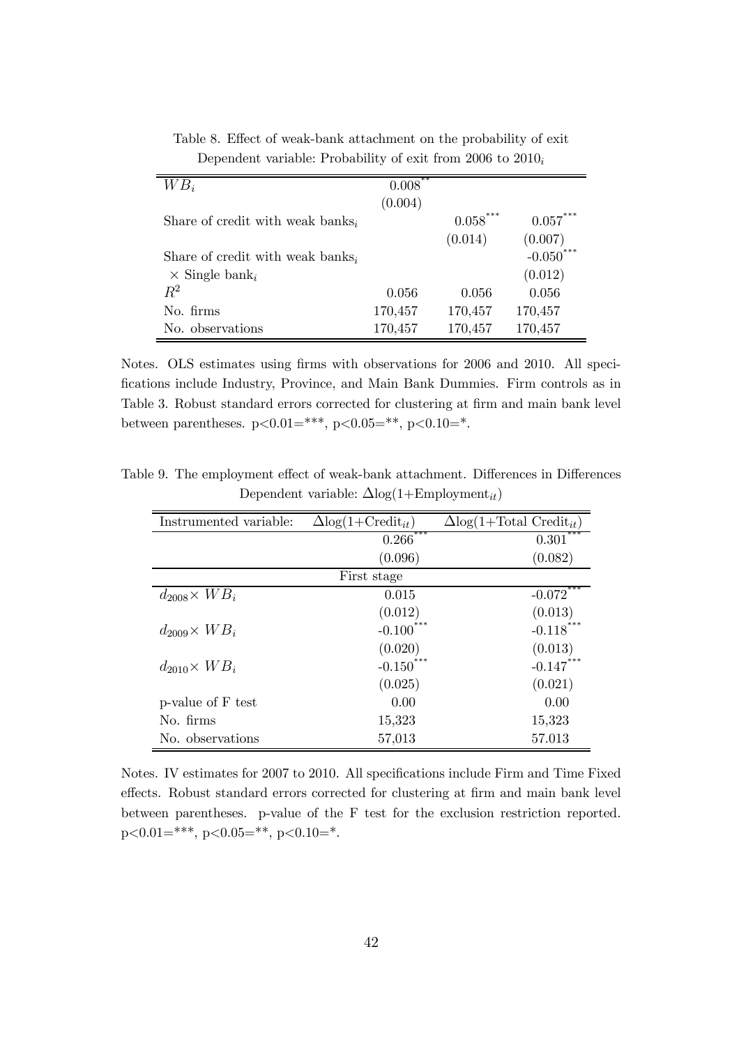Table 8. Effect of weak-bank attachment on the probability of exit
Dependent variable: Probability of exit from 2006 to $2010_i$

| | | | |
|---|---|---|---|
| $WB_i$ | $0.008^{**}$ | | |
| | (0.004) | | |
| Share of credit with weak $\text{banks}_i$ | | $0.058^{***}$ | $0.057^{***}$ |
| | | (0.014) | (0.007) |
| Share of credit with weak $\text{banks}_i$ | | | $-0.050^{***}$ |
| $\times$ Single $\text{bank}_i$ | | | (0.012) |
| $R^2$ | 0.056 | 0.056 | 0.056 |
| No. firms | 170,457 | 170,457 | 170,457 |
| No. observations | 170,457 | 170,457 | 170,457 |

Notes. OLS estimates using firms with observations for 2006 and 2010. All specifications include Industry, Province, and Main Bank Dummies. Firm controls as in Table 3. Robust standard errors corrected for clustering at firm and main bank level between parentheses. p<0.01=***, p<0.05=**, p<0.10=*.

Table 9. The employment effect of weak-bank attachment. Differences in Differences
Dependent variable: $\Delta\log(1+\text{Employment}_{it})$

| Instrumented variable: | $\Delta\log(1+\text{Credit}_{it})$ | $\Delta\log(1+\text{Total Credit}_{it})$ |
|---|---|---|
| | $0.266^{***}$ | $0.301^{***}$ |
| | (0.096) | (0.082) |
| | First stage | |
| $d_{2008}\times WB_i$ | 0.015 | $-0.072^{***}$ |
| | (0.012) | (0.013) |
| $d_{2009}\times WB_i$ | $-0.100^{***}$ | $-0.118^{***}$ |
| | (0.020) | (0.013) |
| $d_{2010}\times WB_i$ | $-0.150^{***}$ | $-0.147^{***}$ |
| | (0.025) | (0.021) |
| p-value of F test | 0.00 | 0.00 |
| No. firms | 15,323 | 15,323 |
| No. observations | 57,013 | 57.013 |

Notes. IV estimates for 2007 to 2010. All specifications include Firm and Time Fixed effects. Robust standard errors corrected for clustering at firm and main bank level between parentheses. p-value of the F test for the exclusion restriction reported. p<0.01=***, p<0.05=**, p<0.10=*.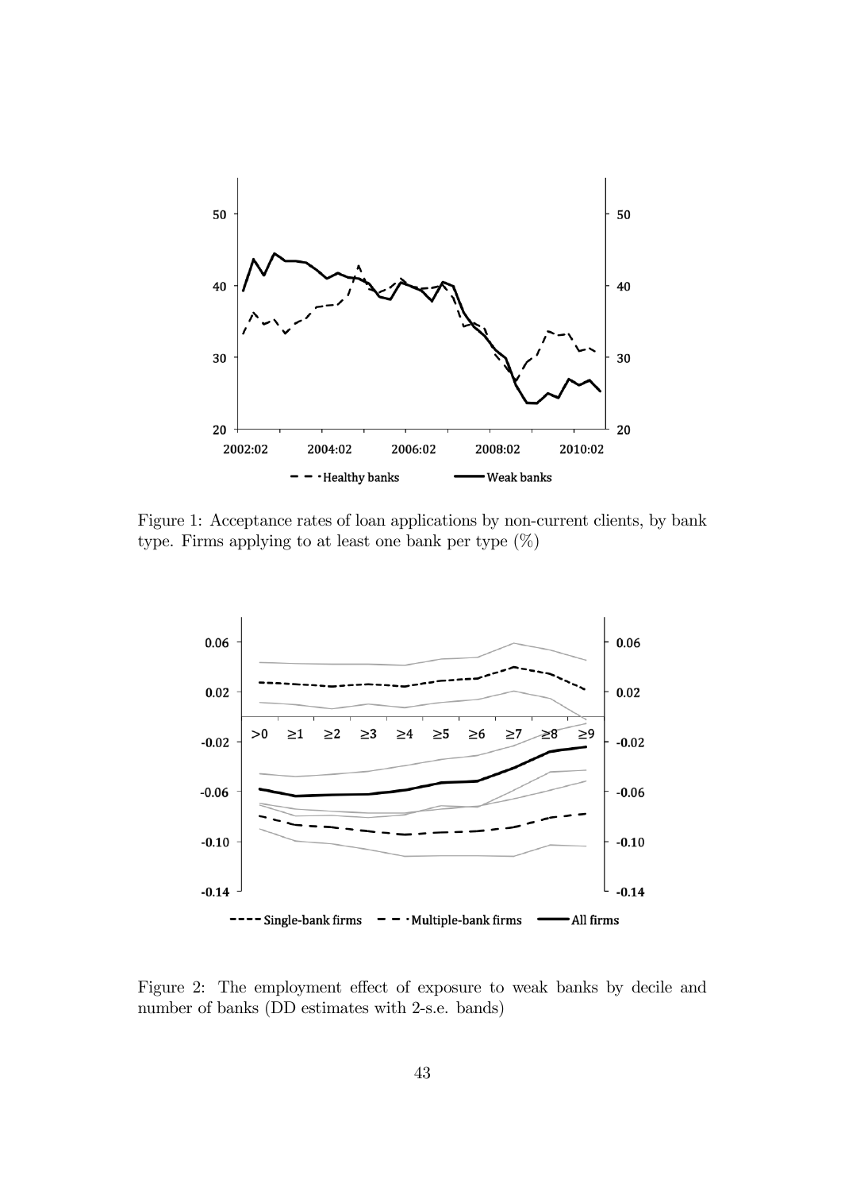Figure 1: Acceptance rates of loan applications by non-current clients, by bank type. Firms applying to at least one bank per type (%)

Figure 2: The employment effect of exposure to weak banks by decile and number of banks (DD estimates with 2-s.e. bands)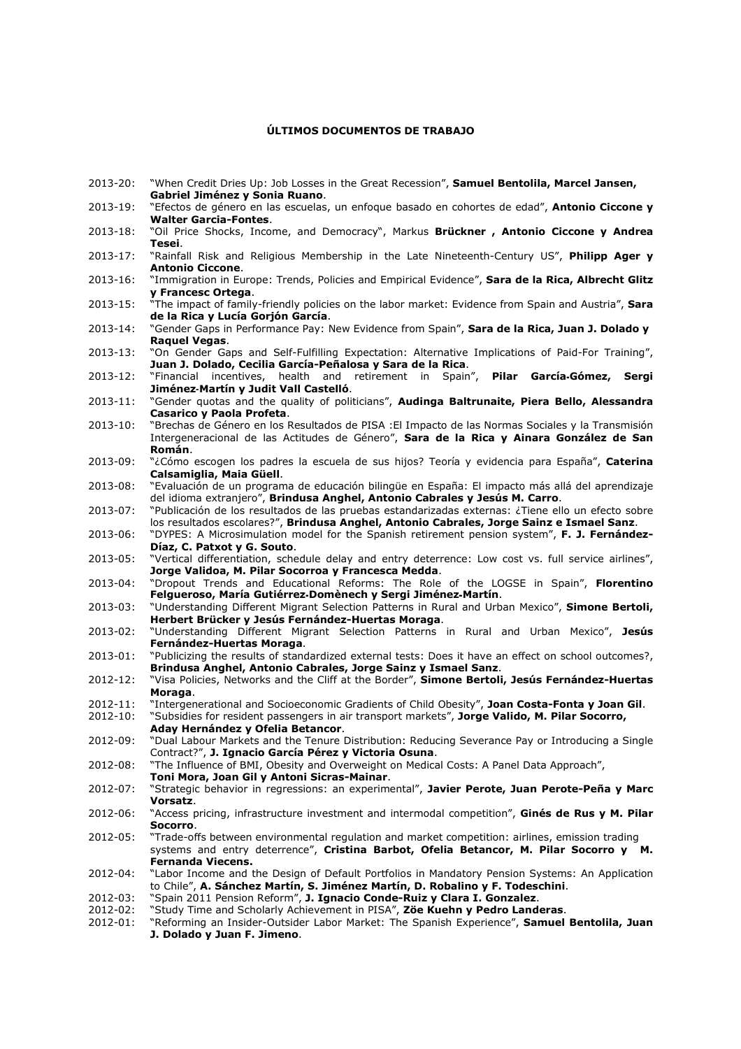**ÚLTIMOS DOCUMENTOS DE TRABAJO**

2013-20: "When Credit Dries Up: Job Losses in the Great Recession", **Samuel Bentolila, Marcel Jansen, Gabriel Jiménez y Sonia Ruano**.

2013-19: "Efectos de género en las escuelas, un enfoque basado en cohortes de edad", **Antonio Ciccone y Walter Garcia-Fontes**.

2013-18: "Oil Price Shocks, Income, and Democracy", Markus **Brückner , Antonio Ciccone y Andrea Tesei**.

2013-17: "Rainfall Risk and Religious Membership in the Late Nineteenth-Century US", **Philipp Ager y Antonio Ciccone**.

2013-16: "Immigration in Europe: Trends, Policies and Empirical Evidence", **Sara de la Rica, Albrecht Glitz y Francesc Ortega**.

2013-15: "The impact of family-friendly policies on the labor market: Evidence from Spain and Austria", **Sara de la Rica y Lucía Gorjón García**.

2013-14: "Gender Gaps in Performance Pay: New Evidence from Spain", **Sara de la Rica, Juan J. Dolado y Raquel Vegas**.

2013-13: "On Gender Gaps and Self-Fulfilling Expectation: Alternative Implications of Paid-For Training", **Juan J. Dolado, Cecilia García-Peñalosa y Sara de la Rica**.

2013-12: "Financial incentives, health and retirement in Spain", **Pilar García-Gómez, Sergi Jiménez-Martín y Judit Vall Castelló**.

2013-11: "Gender quotas and the quality of politicians", **Audinga Baltrunaite, Piera Bello, Alessandra Casarico y Paola Profeta**.

2013-10: "Brechas de Género en los Resultados de PISA :El Impacto de las Normas Sociales y la Transmisión Intergeneracional de las Actitudes de Género", **Sara de la Rica y Ainara González de San Román**.

2013-09: "¿Cómo escogen los padres la escuela de sus hijos? Teoría y evidencia para España", **Caterina Calsamiglia, Maia Güell**.

2013-08: "Evaluación de un programa de educación bilingüe en España: El impacto más allá del aprendizaje del idioma extranjero", **Brindusa Anghel, Antonio Cabrales y Jesús M. Carro**.

2013-07: "Publicación de los resultados de las pruebas estandarizadas externas: ¿Tiene ello un efecto sobre los resultados escolares?", **Brindusa Anghel, Antonio Cabrales, Jorge Sainz e Ismael Sanz**.

2013-06: "DYPES: A Microsimulation model for the Spanish retirement pension system", **F. J. Fernández-Díaz, C. Patxot y G. Souto**.

2013-05: "Vertical differentiation, schedule delay and entry deterrence: Low cost vs. full service airlines", **Jorge Validoa, M. Pilar Socorroa y Francesca Medda**.

2013-04: "Dropout Trends and Educational Reforms: The Role of the LOGSE in Spain", **Florentino Felgueroso, María Gutiérrez-Domènech y Sergi Jiménez-Martín**.

2013-03: "Understanding Different Migrant Selection Patterns in Rural and Urban Mexico", **Simone Bertoli, Herbert Brücker y Jesús Fernández-Huertas Moraga**.

2013-02: "Understanding Different Migrant Selection Patterns in Rural and Urban Mexico", **Jesús Fernández-Huertas Moraga**.

2013-01: "Publicizing the results of standardized external tests: Does it have an effect on school outcomes?, **Brindusa Anghel, Antonio Cabrales, Jorge Sainz y Ismael Sanz**.

2012-12: "Visa Policies, Networks and the Cliff at the Border", **Simone Bertoli, Jesús Fernández-Huertas Moraga**.

2012-11: "Intergenerational and Socioeconomic Gradients of Child Obesity", **Joan Costa-Fonta y Joan Gil**.

2012-10: "Subsidies for resident passengers in air transport markets", **Jorge Valido, M. Pilar Socorro, Aday Hernández y Ofelia Betancor**.

2012-09: "Dual Labour Markets and the Tenure Distribution: Reducing Severance Pay or Introducing a Single Contract?", **J. Ignacio García Pérez y Victoria Osuna**.

2012-08: "The Influence of BMI, Obesity and Overweight on Medical Costs: A Panel Data Approach", **Toni Mora, Joan Gil y Antoni Sicras-Mainar**.

2012-07: "Strategic behavior in regressions: an experimental", **Javier Perote, Juan Perote-Peña y Marc Vorsatz**.

2012-06: "Access pricing, infrastructure investment and intermodal competition", **Ginés de Rus y M. Pilar Socorro**.

2012-05: "Trade-offs between environmental regulation and market competition: airlines, emission trading systems and entry deterrence", **Cristina Barbot, Ofelia Betancor, M. Pilar Socorro y M. Fernanda Viecens.**

2012-04: "Labor Income and the Design of Default Portfolios in Mandatory Pension Systems: An Application to Chile", **A. Sánchez Martín, S. Jiménez Martín, D. Robalino y F. Todeschini**.

2012-03: "Spain 2011 Pension Reform", **J. Ignacio Conde-Ruiz y Clara I. Gonzalez**.

2012-02: "Study Time and Scholarly Achievement in PISA", **Zöe Kuehn y Pedro Landeras**.

2012-01: "Reforming an Insider-Outsider Labor Market: The Spanish Experience", **Samuel Bentolila, Juan J. Dolado y Juan F. Jimeno**.